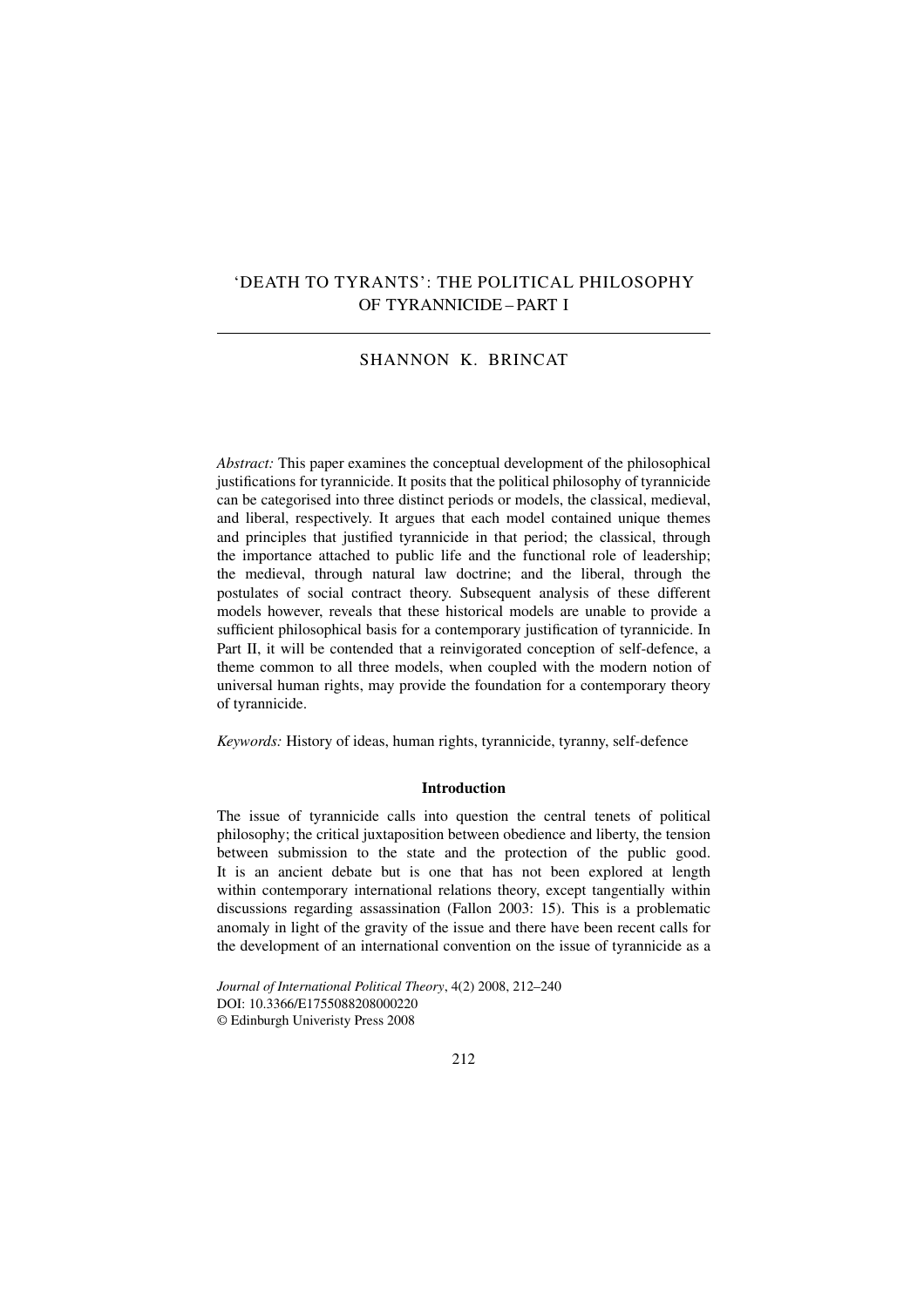# 'DEATH TO TYRANTS': THE POLITICAL PHILOSOPHY OF TYRANNICIDE – PART I

SHANNON K. BRINCAT

*Abstract:* This paper examines the conceptual development of the philosophical justifications for tyrannicide. It posits that the political philosophy of tyrannicide can be categorised into three distinct periods or models, the classical, medieval, and liberal, respectively. It argues that each model contained unique themes and principles that justified tyrannicide in that period; the classical, through the importance attached to public life and the functional role of leadership; the medieval, through natural law doctrine; and the liberal, through the postulates of social contract theory. Subsequent analysis of these different models however, reveals that these historical models are unable to provide a sufficient philosophical basis for a contemporary justification of tyrannicide. In Part II, it will be contended that a reinvigorated conception of self-defence, a theme common to all three models, when coupled with the modern notion of universal human rights, may provide the foundation for a contemporary theory of tyrannicide.

*Keywords:* History of ideas, human rights, tyrannicide, tyranny, self-defence

## Introduction

The issue of tyrannicide calls into question the central tenets of political philosophy; the critical juxtaposition between obedience and liberty, the tension between submission to the state and the protection of the public good. It is an ancient debate but is one that has not been explored at length within contemporary international relations theory, except tangentially within discussions regarding assassination (Fallon 2003: 15). This is a problematic anomaly in light of the gravity of the issue and there have been recent calls for the development of an international convention on the issue of tyrannicide as a

*Journal of International Political Theory*, 4(2) 2008, 212–240
DOI: 10.3366/E1755088208000220
© Edinburgh Univeristy Press 2008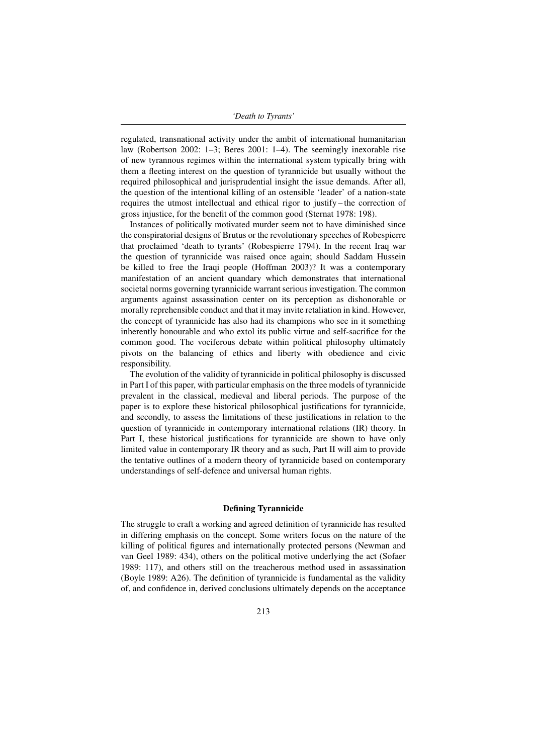regulated, transnational activity under the ambit of international humanitarian law (Robertson 2002: 1–3; Beres 2001: 1–4). The seemingly inexorable rise of new tyrannous regimes within the international system typically bring with them a fleeting interest on the question of tyrannicide but usually without the required philosophical and jurisprudential insight the issue demands. After all, the question of the intentional killing of an ostensible 'leader' of a nation-state requires the utmost intellectual and ethical rigor to justify – the correction of gross injustice, for the benefit of the common good (Sternat 1978: 198).

Instances of politically motivated murder seem not to have diminished since the conspiratorial designs of Brutus or the revolutionary speeches of Robespierre that proclaimed 'death to tyrants' (Robespierre 1794). In the recent Iraq war the question of tyrannicide was raised once again; should Saddam Hussein be killed to free the Iraqi people (Hoffman 2003)? It was a contemporary manifestation of an ancient quandary which demonstrates that international societal norms governing tyrannicide warrant serious investigation. The common arguments against assassination center on its perception as dishonorable or morally reprehensible conduct and that it may invite retaliation in kind. However, the concept of tyrannicide has also had its champions who see in it something inherently honourable and who extol its public virtue and self-sacrifice for the common good. The vociferous debate within political philosophy ultimately pivots on the balancing of ethics and liberty with obedience and civic responsibility.

The evolution of the validity of tyrannicide in political philosophy is discussed in Part I of this paper, with particular emphasis on the three models of tyrannicide prevalent in the classical, medieval and liberal periods. The purpose of the paper is to explore these historical philosophical justifications for tyrannicide, and secondly, to assess the limitations of these justifications in relation to the question of tyrannicide in contemporary international relations (IR) theory. In Part I, these historical justifications for tyrannicide are shown to have only limited value in contemporary IR theory and as such, Part II will aim to provide the tentative outlines of a modern theory of tyrannicide based on contemporary understandings of self-defence and universal human rights.

## Defining Tyrannicide

The struggle to craft a working and agreed definition of tyrannicide has resulted in differing emphasis on the concept. Some writers focus on the nature of the killing of political figures and internationally protected persons (Newman and van Geel 1989: 434), others on the political motive underlying the act (Sofaer 1989: 117), and others still on the treacherous method used in assassination (Boyle 1989: A26). The definition of tyrannicide is fundamental as the validity of, and confidence in, derived conclusions ultimately depends on the acceptance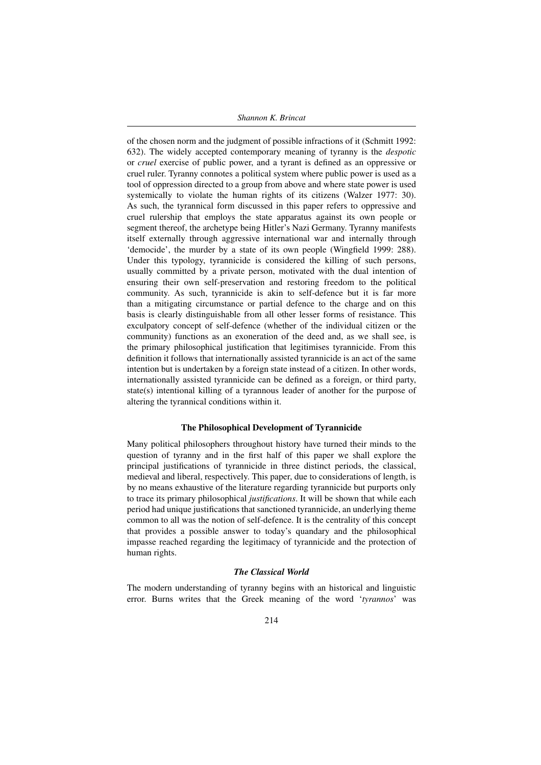of the chosen norm and the judgment of possible infractions of it (Schmitt 1992: 632). The widely accepted contemporary meaning of tyranny is the *despotic* or *cruel* exercise of public power, and a tyrant is defined as an oppressive or cruel ruler. Tyranny connotes a political system where public power is used as a tool of oppression directed to a group from above and where state power is used systemically to violate the human rights of its citizens (Walzer 1977: 30). As such, the tyrannical form discussed in this paper refers to oppressive and cruel rulership that employs the state apparatus against its own people or segment thereof, the archetype being Hitler's Nazi Germany. Tyranny manifests itself externally through aggressive international war and internally through 'democide', the murder by a state of its own people (Wingfield 1999: 288). Under this typology, tyrannicide is considered the killing of such persons, usually committed by a private person, motivated with the dual intention of ensuring their own self-preservation and restoring freedom to the political community. As such, tyrannicide is akin to self-defence but it is far more than a mitigating circumstance or partial defence to the charge and on this basis is clearly distinguishable from all other lesser forms of resistance. This exculpatory concept of self-defence (whether of the individual citizen or the community) functions as an exoneration of the deed and, as we shall see, is the primary philosophical justification that legitimises tyrannicide. From this definition it follows that internationally assisted tyrannicide is an act of the same intention but is undertaken by a foreign state instead of a citizen. In other words, internationally assisted tyrannicide can be defined as a foreign, or third party, state(s) intentional killing of a tyrannous leader of another for the purpose of altering the tyrannical conditions within it.

## The Philosophical Development of Tyrannicide

Many political philosophers throughout history have turned their minds to the question of tyranny and in the first half of this paper we shall explore the principal justifications of tyrannicide in three distinct periods, the classical, medieval and liberal, respectively. This paper, due to considerations of length, is by no means exhaustive of the literature regarding tyrannicide but purports only to trace its primary philosophical *justifications*. It will be shown that while each period had unique justifications that sanctioned tyrannicide, an underlying theme common to all was the notion of self-defence. It is the centrality of this concept that provides a possible answer to today's quandary and the philosophical impasse reached regarding the legitimacy of tyrannicide and the protection of human rights.

### *The Classical World*

The modern understanding of tyranny begins with an historical and linguistic error. Burns writes that the Greek meaning of the word '*tyrannos*' was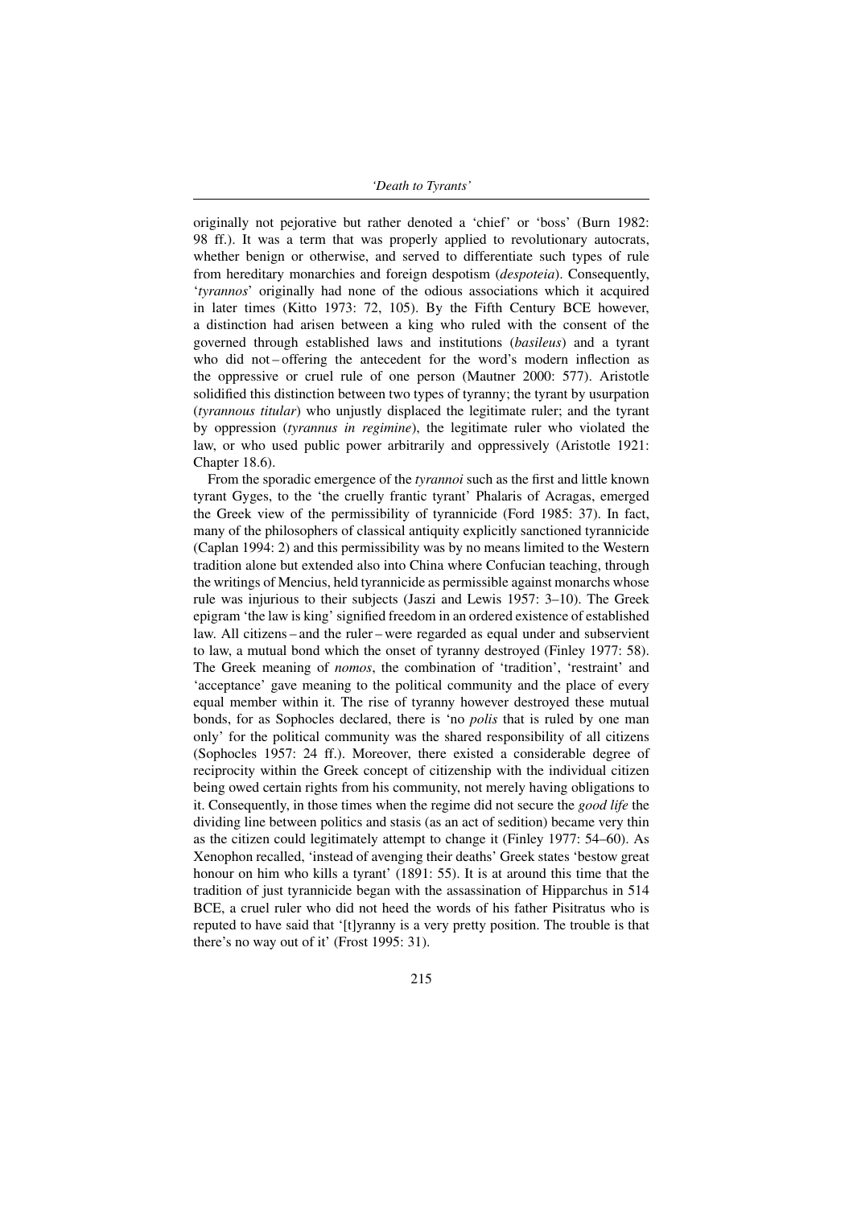originally not pejorative but rather denoted a 'chief' or 'boss' (Burn 1982: 98 ff.). It was a term that was properly applied to revolutionary autocrats, whether benign or otherwise, and served to differentiate such types of rule from hereditary monarchies and foreign despotism (*despoteia*). Consequently, '*tyrannos*' originally had none of the odious associations which it acquired in later times (Kitto 1973: 72, 105). By the Fifth Century BCE however, a distinction had arisen between a king who ruled with the consent of the governed through established laws and institutions (*basileus*) and a tyrant who did not – offering the antecedent for the word's modern inflection as the oppressive or cruel rule of one person (Mautner 2000: 577). Aristotle solidified this distinction between two types of tyranny; the tyrant by usurpation (*tyrannous titular*) who unjustly displaced the legitimate ruler; and the tyrant by oppression (*tyrannus in regimine*), the legitimate ruler who violated the law, or who used public power arbitrarily and oppressively (Aristotle 1921: Chapter 18.6).

From the sporadic emergence of the *tyrannoi* such as the first and little known tyrant Gyges, to the 'the cruelly frantic tyrant' Phalaris of Acragas, emerged the Greek view of the permissibility of tyrannicide (Ford 1985: 37). In fact, many of the philosophers of classical antiquity explicitly sanctioned tyrannicide (Caplan 1994: 2) and this permissibility was by no means limited to the Western tradition alone but extended also into China where Confucian teaching, through the writings of Mencius, held tyrannicide as permissible against monarchs whose rule was injurious to their subjects (Jaszi and Lewis 1957: 3–10). The Greek epigram 'the law is king' signified freedom in an ordered existence of established law. All citizens – and the ruler – were regarded as equal under and subservient to law, a mutual bond which the onset of tyranny destroyed (Finley 1977: 58). The Greek meaning of *nomos*, the combination of 'tradition', 'restraint' and 'acceptance' gave meaning to the political community and the place of every equal member within it. The rise of tyranny however destroyed these mutual bonds, for as Sophocles declared, there is 'no *polis* that is ruled by one man only' for the political community was the shared responsibility of all citizens (Sophocles 1957: 24 ff.). Moreover, there existed a considerable degree of reciprocity within the Greek concept of citizenship with the individual citizen being owed certain rights from his community, not merely having obligations to it. Consequently, in those times when the regime did not secure the *good life* the dividing line between politics and stasis (as an act of sedition) became very thin as the citizen could legitimately attempt to change it (Finley 1977: 54–60). As Xenophon recalled, 'instead of avenging their deaths' Greek states 'bestow great honour on him who kills a tyrant' (1891: 55). It is at around this time that the tradition of just tyrannicide began with the assassination of Hipparchus in 514 BCE, a cruel ruler who did not heed the words of his father Pisitratus who is reputed to have said that '[t]yranny is a very pretty position. The trouble is that there's no way out of it' (Frost 1995: 31).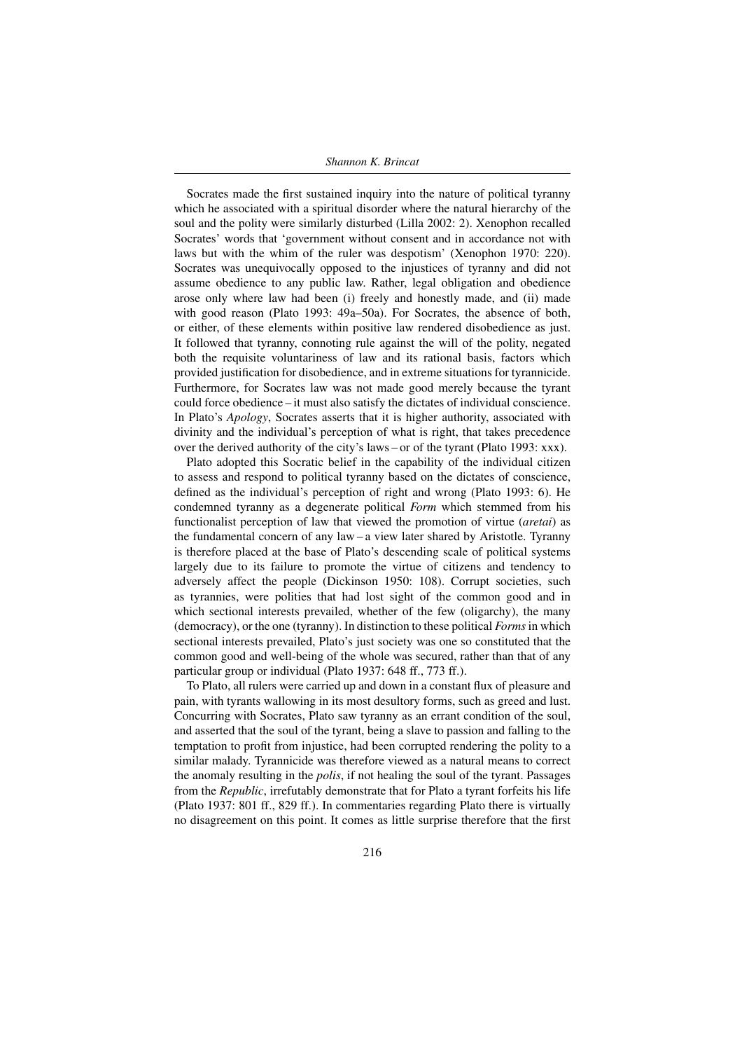Socrates made the first sustained inquiry into the nature of political tyranny which he associated with a spiritual disorder where the natural hierarchy of the soul and the polity were similarly disturbed (Lilla 2002: 2). Xenophon recalled Socrates' words that 'government without consent and in accordance not with laws but with the whim of the ruler was despotism' (Xenophon 1970: 220). Socrates was unequivocally opposed to the injustices of tyranny and did not assume obedience to any public law. Rather, legal obligation and obedience arose only where law had been (i) freely and honestly made, and (ii) made with good reason (Plato 1993: 49a–50a). For Socrates, the absence of both, or either, of these elements within positive law rendered disobedience as just. It followed that tyranny, connoting rule against the will of the polity, negated both the requisite voluntariness of law and its rational basis, factors which provided justification for disobedience, and in extreme situations for tyrannicide. Furthermore, for Socrates law was not made good merely because the tyrant could force obedience – it must also satisfy the dictates of individual conscience. In Plato's *Apology*, Socrates asserts that it is higher authority, associated with divinity and the individual's perception of what is right, that takes precedence over the derived authority of the city's laws – or of the tyrant (Plato 1993: xxx).

Plato adopted this Socratic belief in the capability of the individual citizen to assess and respond to political tyranny based on the dictates of conscience, defined as the individual's perception of right and wrong (Plato 1993: 6). He condemned tyranny as a degenerate political *Form* which stemmed from his functionalist perception of law that viewed the promotion of virtue (*aretai*) as the fundamental concern of any law – a view later shared by Aristotle. Tyranny is therefore placed at the base of Plato's descending scale of political systems largely due to its failure to promote the virtue of citizens and tendency to adversely affect the people (Dickinson 1950: 108). Corrupt societies, such as tyrannies, were polities that had lost sight of the common good and in which sectional interests prevailed, whether of the few (oligarchy), the many (democracy), or the one (tyranny). In distinction to these political *Forms* in which sectional interests prevailed, Plato's just society was one so constituted that the common good and well-being of the whole was secured, rather than that of any particular group or individual (Plato 1937: 648 ff., 773 ff.).

To Plato, all rulers were carried up and down in a constant flux of pleasure and pain, with tyrants wallowing in its most desultory forms, such as greed and lust. Concurring with Socrates, Plato saw tyranny as an errant condition of the soul, and asserted that the soul of the tyrant, being a slave to passion and falling to the temptation to profit from injustice, had been corrupted rendering the polity to a similar malady. Tyrannicide was therefore viewed as a natural means to correct the anomaly resulting in the *polis*, if not healing the soul of the tyrant. Passages from the *Republic*, irrefutably demonstrate that for Plato a tyrant forfeits his life (Plato 1937: 801 ff., 829 ff.). In commentaries regarding Plato there is virtually no disagreement on this point. It comes as little surprise therefore that the first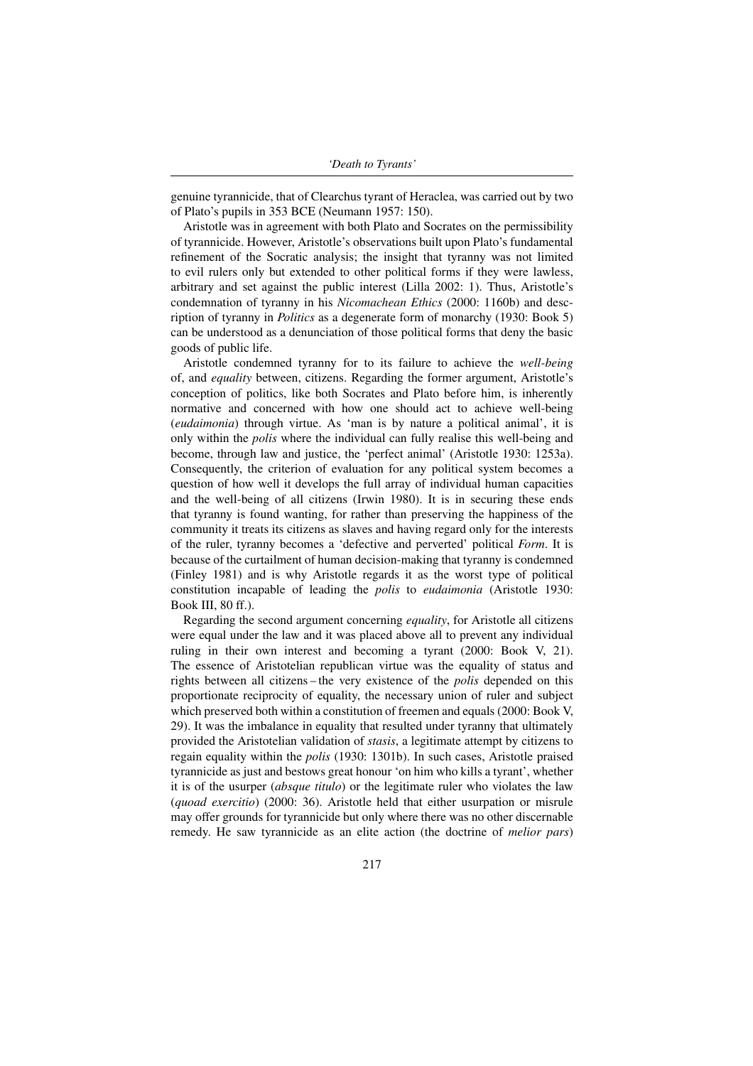genuine tyrannicide, that of Clearchus tyrant of Heraclea, was carried out by two of Plato's pupils in 353 BCE (Neumann 1957: 150).

Aristotle was in agreement with both Plato and Socrates on the permissibility of tyrannicide. However, Aristotle's observations built upon Plato's fundamental refinement of the Socratic analysis; the insight that tyranny was not limited to evil rulers only but extended to other political forms if they were lawless, arbitrary and set against the public interest (Lilla 2002: 1). Thus, Aristotle's condemnation of tyranny in his *Nicomachean Ethics* (2000: 1160b) and description of tyranny in *Politics* as a degenerate form of monarchy (1930: Book 5) can be understood as a denunciation of those political forms that deny the basic goods of public life.

Aristotle condemned tyranny for to its failure to achieve the *well-being* of, and *equality* between, citizens. Regarding the former argument, Aristotle's conception of politics, like both Socrates and Plato before him, is inherently normative and concerned with how one should act to achieve well-being (*eudaimonia*) through virtue. As 'man is by nature a political animal', it is only within the *polis* where the individual can fully realise this well-being and become, through law and justice, the 'perfect animal' (Aristotle 1930: 1253a). Consequently, the criterion of evaluation for any political system becomes a question of how well it develops the full array of individual human capacities and the well-being of all citizens (Irwin 1980). It is in securing these ends that tyranny is found wanting, for rather than preserving the happiness of the community it treats its citizens as slaves and having regard only for the interests of the ruler, tyranny becomes a 'defective and perverted' political *Form*. It is because of the curtailment of human decision-making that tyranny is condemned (Finley 1981) and is why Aristotle regards it as the worst type of political constitution incapable of leading the *polis* to *eudaimonia* (Aristotle 1930: Book III, 80 ff.).

Regarding the second argument concerning *equality*, for Aristotle all citizens were equal under the law and it was placed above all to prevent any individual ruling in their own interest and becoming a tyrant (2000: Book V, 21). The essence of Aristotelian republican virtue was the equality of status and rights between all citizens – the very existence of the *polis* depended on this proportionate reciprocity of equality, the necessary union of ruler and subject which preserved both within a constitution of freemen and equals (2000: Book V, 29). It was the imbalance in equality that resulted under tyranny that ultimately provided the Aristotelian validation of *stasis*, a legitimate attempt by citizens to regain equality within the *polis* (1930: 1301b). In such cases, Aristotle praised tyrannicide as just and bestows great honour 'on him who kills a tyrant', whether it is of the usurper (*absque titulo*) or the legitimate ruler who violates the law (*quoad exercitio*) (2000: 36). Aristotle held that either usurpation or misrule may offer grounds for tyrannicide but only where there was no other discernable remedy. He saw tyrannicide as an elite action (the doctrine of *melior pars*)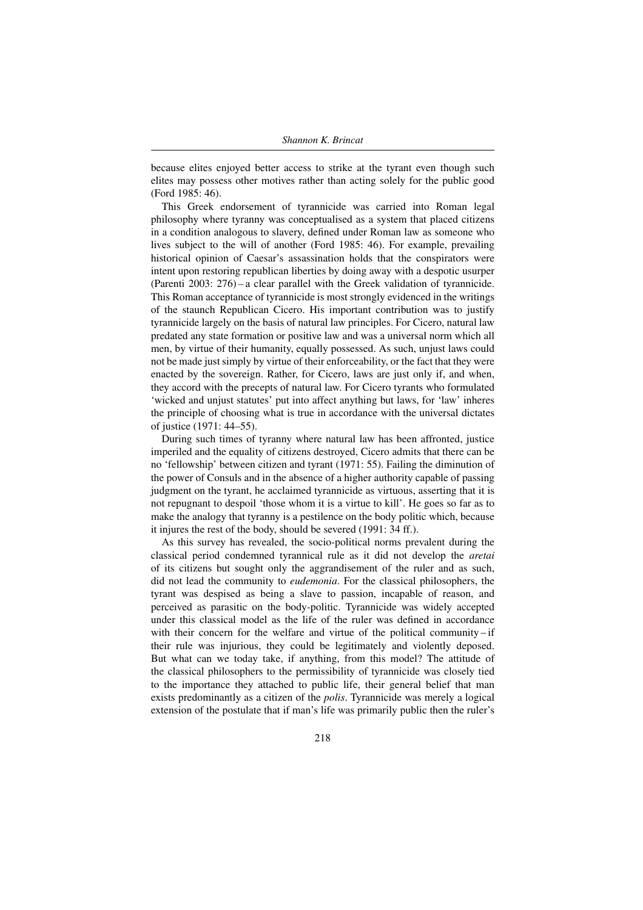because elites enjoyed better access to strike at the tyrant even though such elites may possess other motives rather than acting solely for the public good (Ford 1985: 46).

This Greek endorsement of tyrannicide was carried into Roman legal philosophy where tyranny was conceptualised as a system that placed citizens in a condition analogous to slavery, defined under Roman law as someone who lives subject to the will of another (Ford 1985: 46). For example, prevailing historical opinion of Caesar's assassination holds that the conspirators were intent upon restoring republican liberties by doing away with a despotic usurper (Parenti 2003: 276) – a clear parallel with the Greek validation of tyrannicide. This Roman acceptance of tyrannicide is most strongly evidenced in the writings of the staunch Republican Cicero. His important contribution was to justify tyrannicide largely on the basis of natural law principles. For Cicero, natural law predated any state formation or positive law and was a universal norm which all men, by virtue of their humanity, equally possessed. As such, unjust laws could not be made just simply by virtue of their enforceability, or the fact that they were enacted by the sovereign. Rather, for Cicero, laws are just only if, and when, they accord with the precepts of natural law. For Cicero tyrants who formulated 'wicked and unjust statutes' put into affect anything but laws, for 'law' inheres the principle of choosing what is true in accordance with the universal dictates of justice (1971: 44–55).

During such times of tyranny where natural law has been affronted, justice imperiled and the equality of citizens destroyed, Cicero admits that there can be no 'fellowship' between citizen and tyrant (1971: 55). Failing the diminution of the power of Consuls and in the absence of a higher authority capable of passing judgment on the tyrant, he acclaimed tyrannicide as virtuous, asserting that it is not repugnant to despoil 'those whom it is a virtue to kill'. He goes so far as to make the analogy that tyranny is a pestilence on the body politic which, because it injures the rest of the body, should be severed (1991: 34 ff.).

As this survey has revealed, the socio-political norms prevalent during the classical period condemned tyrannical rule as it did not develop the *aretai* of its citizens but sought only the aggrandisement of the ruler and as such, did not lead the community to *eudemonia*. For the classical philosophers, the tyrant was despised as being a slave to passion, incapable of reason, and perceived as parasitic on the body-politic. Tyrannicide was widely accepted under this classical model as the life of the ruler was defined in accordance with their concern for the welfare and virtue of the political community – if their rule was injurious, they could be legitimately and violently deposed. But what can we today take, if anything, from this model? The attitude of the classical philosophers to the permissibility of tyrannicide was closely tied to the importance they attached to public life, their general belief that man exists predominantly as a citizen of the *polis*. Tyrannicide was merely a logical extension of the postulate that if man's life was primarily public then the ruler's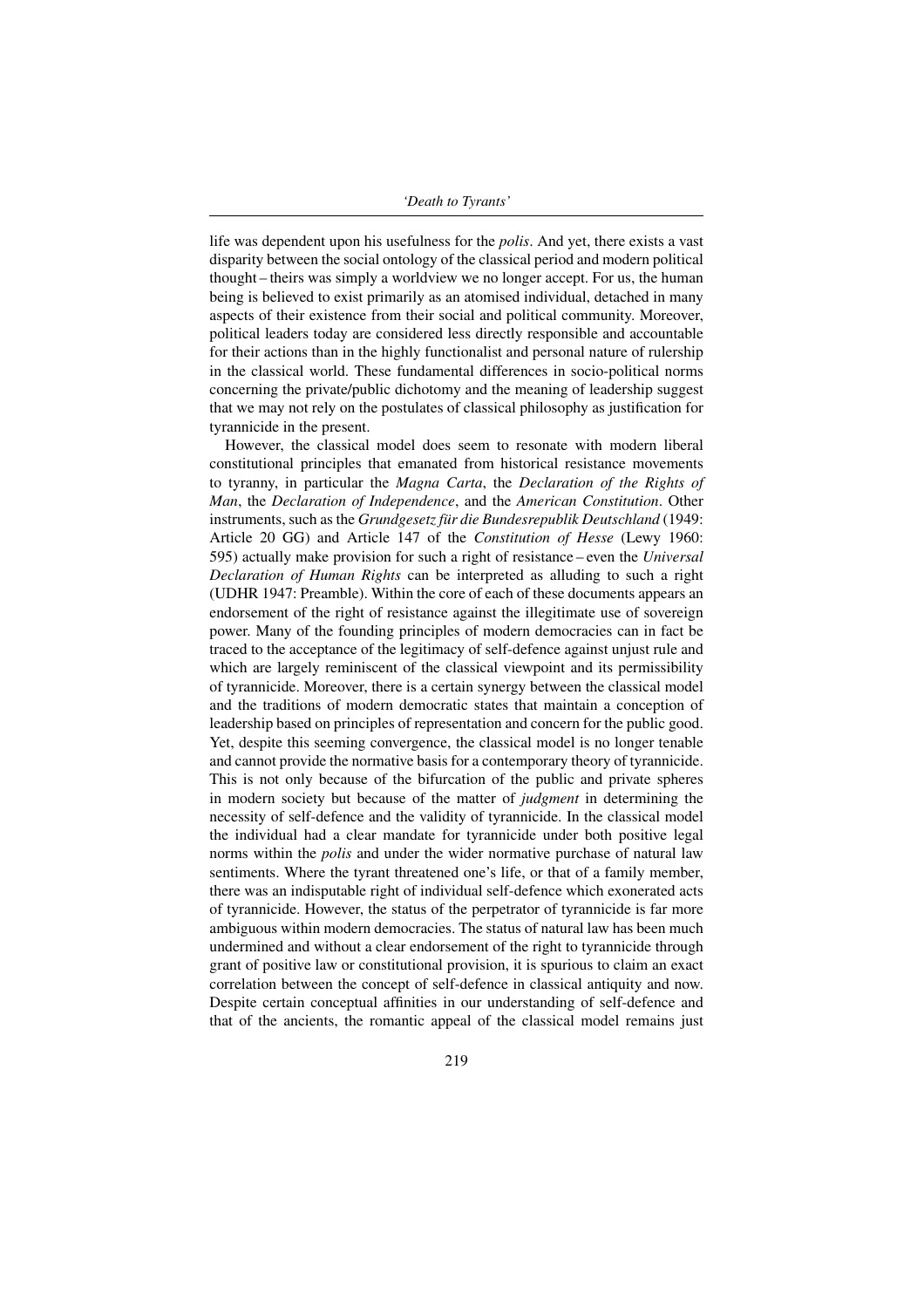life was dependent upon his usefulness for the *polis*. And yet, there exists a vast disparity between the social ontology of the classical period and modern political thought – theirs was simply a worldview we no longer accept. For us, the human being is believed to exist primarily as an atomised individual, detached in many aspects of their existence from their social and political community. Moreover, political leaders today are considered less directly responsible and accountable for their actions than in the highly functionalist and personal nature of rulership in the classical world. These fundamental differences in socio-political norms concerning the private/public dichotomy and the meaning of leadership suggest that we may not rely on the postulates of classical philosophy as justification for tyrannicide in the present.

However, the classical model does seem to resonate with modern liberal constitutional principles that emanated from historical resistance movements to tyranny, in particular the *Magna Carta*, the *Declaration of the Rights of Man*, the *Declaration of Independence*, and the *American Constitution*. Other instruments, such as the *Grundgesetz für die Bundesrepublik Deutschland* (1949: Article 20 GG) and Article 147 of the *Constitution of Hesse* (Lewy 1960: 595) actually make provision for such a right of resistance – even the *Universal Declaration of Human Rights* can be interpreted as alluding to such a right (UDHR 1947: Preamble). Within the core of each of these documents appears an endorsement of the right of resistance against the illegitimate use of sovereign power. Many of the founding principles of modern democracies can in fact be traced to the acceptance of the legitimacy of self-defence against unjust rule and which are largely reminiscent of the classical viewpoint and its permissibility of tyrannicide. Moreover, there is a certain synergy between the classical model and the traditions of modern democratic states that maintain a conception of leadership based on principles of representation and concern for the public good. Yet, despite this seeming convergence, the classical model is no longer tenable and cannot provide the normative basis for a contemporary theory of tyrannicide. This is not only because of the bifurcation of the public and private spheres in modern society but because of the matter of *judgment* in determining the necessity of self-defence and the validity of tyrannicide. In the classical model the individual had a clear mandate for tyrannicide under both positive legal norms within the *polis* and under the wider normative purchase of natural law sentiments. Where the tyrant threatened one's life, or that of a family member, there was an indisputable right of individual self-defence which exonerated acts of tyrannicide. However, the status of the perpetrator of tyrannicide is far more ambiguous within modern democracies. The status of natural law has been much undermined and without a clear endorsement of the right to tyrannicide through grant of positive law or constitutional provision, it is spurious to claim an exact correlation between the concept of self-defence in classical antiquity and now. Despite certain conceptual affinities in our understanding of self-defence and that of the ancients, the romantic appeal of the classical model remains just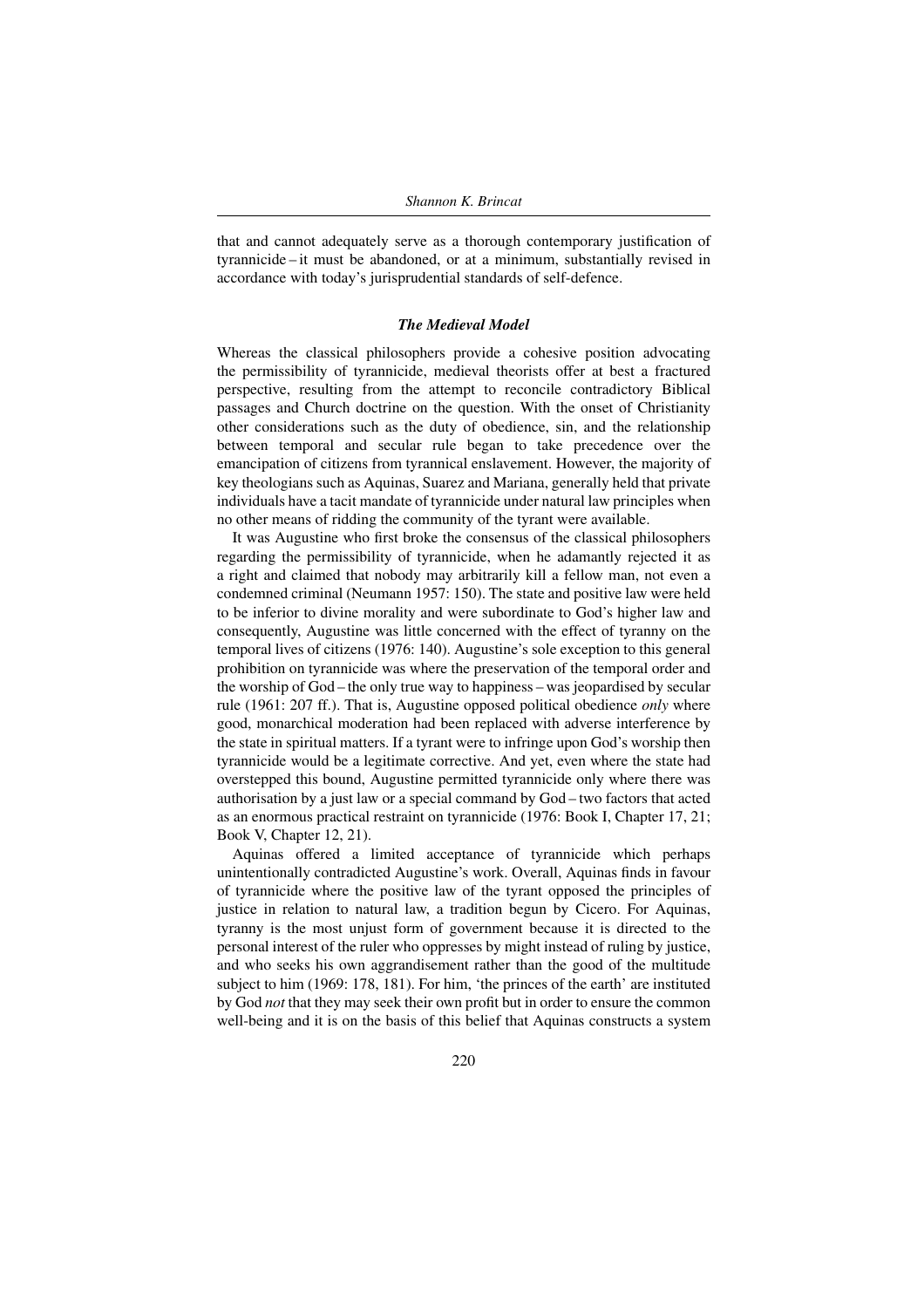that and cannot adequately serve as a thorough contemporary justification of tyrannicide – it must be abandoned, or at a minimum, substantially revised in accordance with today's jurisprudential standards of self-defence.

### *The Medieval Model*

Whereas the classical philosophers provide a cohesive position advocating the permissibility of tyrannicide, medieval theorists offer at best a fractured perspective, resulting from the attempt to reconcile contradictory Biblical passages and Church doctrine on the question. With the onset of Christianity other considerations such as the duty of obedience, sin, and the relationship between temporal and secular rule began to take precedence over the emancipation of citizens from tyrannical enslavement. However, the majority of key theologians such as Aquinas, Suarez and Mariana, generally held that private individuals have a tacit mandate of tyrannicide under natural law principles when no other means of ridding the community of the tyrant were available.

It was Augustine who first broke the consensus of the classical philosophers regarding the permissibility of tyrannicide, when he adamantly rejected it as a right and claimed that nobody may arbitrarily kill a fellow man, not even a condemned criminal (Neumann 1957: 150). The state and positive law were held to be inferior to divine morality and were subordinate to God's higher law and consequently, Augustine was little concerned with the effect of tyranny on the temporal lives of citizens (1976: 140). Augustine's sole exception to this general prohibition on tyrannicide was where the preservation of the temporal order and the worship of God – the only true way to happiness – was jeopardised by secular rule (1961: 207 ff.). That is, Augustine opposed political obedience *only* where good, monarchical moderation had been replaced with adverse interference by the state in spiritual matters. If a tyrant were to infringe upon God's worship then tyrannicide would be a legitimate corrective. And yet, even where the state had overstepped this bound, Augustine permitted tyrannicide only where there was authorisation by a just law or a special command by God – two factors that acted as an enormous practical restraint on tyrannicide (1976: Book I, Chapter 17, 21; Book V, Chapter 12, 21).

Aquinas offered a limited acceptance of tyrannicide which perhaps unintentionally contradicted Augustine's work. Overall, Aquinas finds in favour of tyrannicide where the positive law of the tyrant opposed the principles of justice in relation to natural law, a tradition begun by Cicero. For Aquinas, tyranny is the most unjust form of government because it is directed to the personal interest of the ruler who oppresses by might instead of ruling by justice, and who seeks his own aggrandisement rather than the good of the multitude subject to him (1969: 178, 181). For him, 'the princes of the earth' are instituted by God *not* that they may seek their own profit but in order to ensure the common well-being and it is on the basis of this belief that Aquinas constructs a system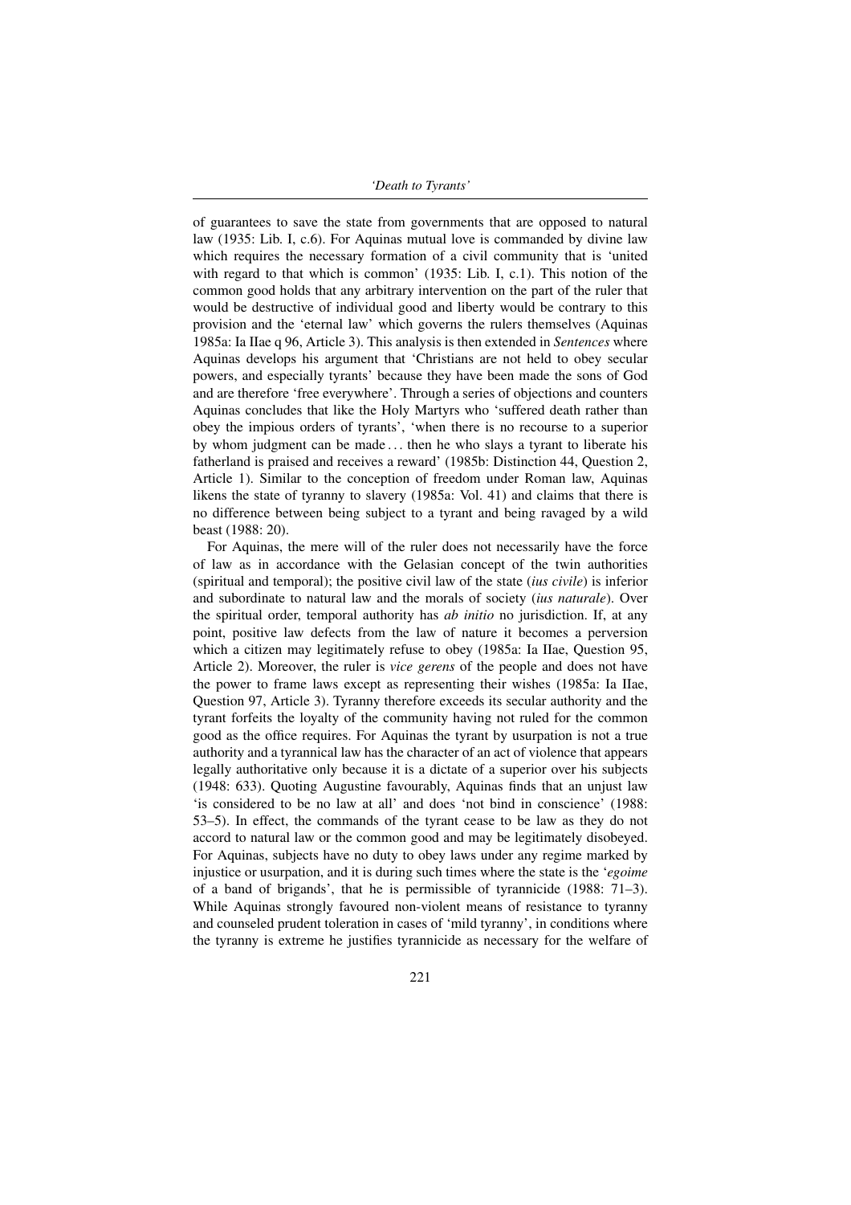of guarantees to save the state from governments that are opposed to natural law (1935: Lib. I, c.6). For Aquinas mutual love is commanded by divine law which requires the necessary formation of a civil community that is 'united with regard to that which is common' (1935: Lib. I, c.1). This notion of the common good holds that any arbitrary intervention on the part of the ruler that would be destructive of individual good and liberty would be contrary to this provision and the 'eternal law' which governs the rulers themselves (Aquinas 1985a: Ia IIae q 96, Article 3). This analysis is then extended in *Sentences* where Aquinas develops his argument that 'Christians are not held to obey secular powers, and especially tyrants' because they have been made the sons of God and are therefore 'free everywhere'. Through a series of objections and counters Aquinas concludes that like the Holy Martyrs who 'suffered death rather than obey the impious orders of tyrants', 'when there is no recourse to a superior by whom judgment can be made ... then he who slays a tyrant to liberate his fatherland is praised and receives a reward' (1985b: Distinction 44, Question 2, Article 1). Similar to the conception of freedom under Roman law, Aquinas likens the state of tyranny to slavery (1985a: Vol. 41) and claims that there is no difference between being subject to a tyrant and being ravaged by a wild beast (1988: 20).

For Aquinas, the mere will of the ruler does not necessarily have the force of law as in accordance with the Gelasian concept of the twin authorities (spiritual and temporal); the positive civil law of the state (*ius civile*) is inferior and subordinate to natural law and the morals of society (*ius naturale*). Over the spiritual order, temporal authority has *ab initio* no jurisdiction. If, at any point, positive law defects from the law of nature it becomes a perversion which a citizen may legitimately refuse to obey (1985a: Ia IIae, Question 95, Article 2). Moreover, the ruler is *vice gerens* of the people and does not have the power to frame laws except as representing their wishes (1985a: Ia IIae, Question 97, Article 3). Tyranny therefore exceeds its secular authority and the tyrant forfeits the loyalty of the community having not ruled for the common good as the office requires. For Aquinas the tyrant by usurpation is not a true authority and a tyrannical law has the character of an act of violence that appears legally authoritative only because it is a dictate of a superior over his subjects (1948: 633). Quoting Augustine favourably, Aquinas finds that an unjust law 'is considered to be no law at all' and does 'not bind in conscience' (1988: 53–5). In effect, the commands of the tyrant cease to be law as they do not accord to natural law or the common good and may be legitimately disobeyed. For Aquinas, subjects have no duty to obey laws under any regime marked by injustice or usurpation, and it is during such times where the state is the '*egoime* of a band of brigands', that he is permissible of tyrannicide (1988: 71–3). While Aquinas strongly favoured non-violent means of resistance to tyranny and counseled prudent toleration in cases of 'mild tyranny', in conditions where the tyranny is extreme he justifies tyrannicide as necessary for the welfare of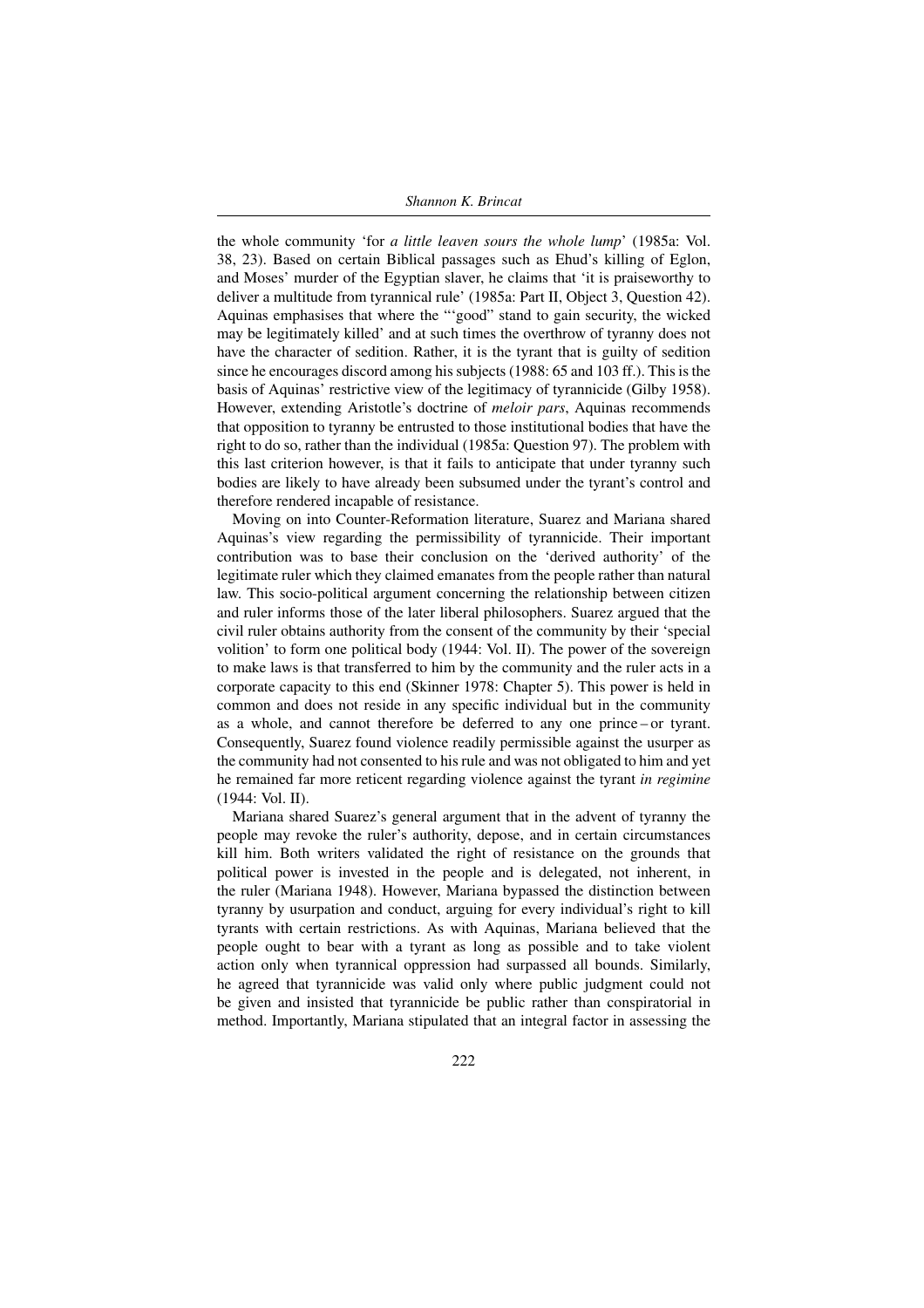the whole community 'for *a little leaven sours the whole lump*' (1985a: Vol. 38, 23). Based on certain Biblical passages such as Ehud's killing of Eglon, and Moses' murder of the Egyptian slaver, he claims that 'it is praiseworthy to deliver a multitude from tyrannical rule' (1985a: Part II, Object 3, Question 42). Aquinas emphasises that where the "'good" stand to gain security, the wicked may be legitimately killed' and at such times the overthrow of tyranny does not have the character of sedition. Rather, it is the tyrant that is guilty of sedition since he encourages discord among his subjects (1988: 65 and 103 ff.). This is the basis of Aquinas' restrictive view of the legitimacy of tyrannicide (Gilby 1958). However, extending Aristotle's doctrine of *meloir pars*, Aquinas recommends that opposition to tyranny be entrusted to those institutional bodies that have the right to do so, rather than the individual (1985a: Question 97). The problem with this last criterion however, is that it fails to anticipate that under tyranny such bodies are likely to have already been subsumed under the tyrant's control and therefore rendered incapable of resistance.

Moving on into Counter-Reformation literature, Suarez and Mariana shared Aquinas's view regarding the permissibility of tyrannicide. Their important contribution was to base their conclusion on the 'derived authority' of the legitimate ruler which they claimed emanates from the people rather than natural law. This socio-political argument concerning the relationship between citizen and ruler informs those of the later liberal philosophers. Suarez argued that the civil ruler obtains authority from the consent of the community by their 'special volition' to form one political body (1944: Vol. II). The power of the sovereign to make laws is that transferred to him by the community and the ruler acts in a corporate capacity to this end (Skinner 1978: Chapter 5). This power is held in common and does not reside in any specific individual but in the community as a whole, and cannot therefore be deferred to any one prince – or tyrant. Consequently, Suarez found violence readily permissible against the usurper as the community had not consented to his rule and was not obligated to him and yet he remained far more reticent regarding violence against the tyrant *in regimine* (1944: Vol. II).

Mariana shared Suarez's general argument that in the advent of tyranny the people may revoke the ruler's authority, depose, and in certain circumstances kill him. Both writers validated the right of resistance on the grounds that political power is invested in the people and is delegated, not inherent, in the ruler (Mariana 1948). However, Mariana bypassed the distinction between tyranny by usurpation and conduct, arguing for every individual's right to kill tyrants with certain restrictions. As with Aquinas, Mariana believed that the people ought to bear with a tyrant as long as possible and to take violent action only when tyrannical oppression had surpassed all bounds. Similarly, he agreed that tyrannicide was valid only where public judgment could not be given and insisted that tyrannicide be public rather than conspiratorial in method. Importantly, Mariana stipulated that an integral factor in assessing the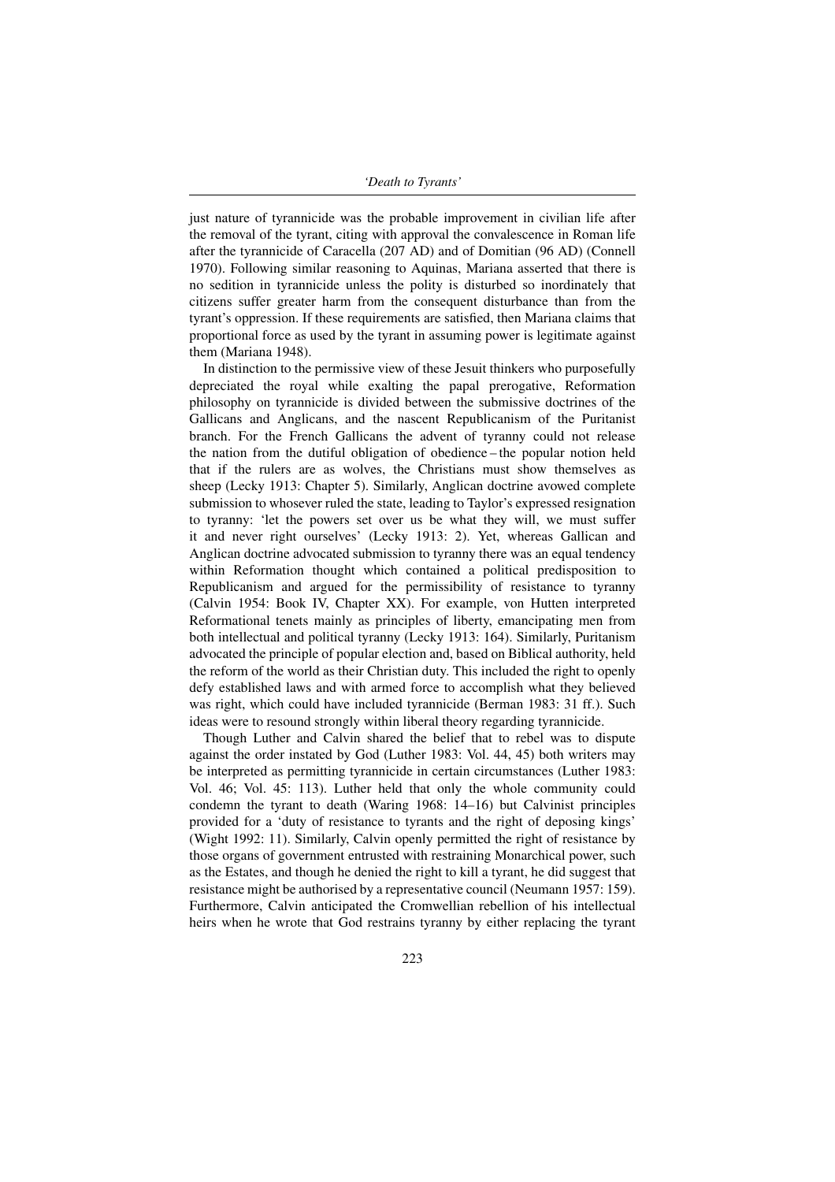just nature of tyrannicide was the probable improvement in civilian life after the removal of the tyrant, citing with approval the convalescence in Roman life after the tyrannicide of Caracella (207 AD) and of Domitian (96 AD) (Connell 1970). Following similar reasoning to Aquinas, Mariana asserted that there is no sedition in tyrannicide unless the polity is disturbed so inordinately that citizens suffer greater harm from the consequent disturbance than from the tyrant's oppression. If these requirements are satisfied, then Mariana claims that proportional force as used by the tyrant in assuming power is legitimate against them (Mariana 1948).

In distinction to the permissive view of these Jesuit thinkers who purposefully depreciated the royal while exalting the papal prerogative, Reformation philosophy on tyrannicide is divided between the submissive doctrines of the Gallicans and Anglicans, and the nascent Republicanism of the Puritanist branch. For the French Gallicans the advent of tyranny could not release the nation from the dutiful obligation of obedience – the popular notion held that if the rulers are as wolves, the Christians must show themselves as sheep (Lecky 1913: Chapter 5). Similarly, Anglican doctrine avowed complete submission to whosever ruled the state, leading to Taylor's expressed resignation to tyranny: 'let the powers set over us be what they will, we must suffer it and never right ourselves' (Lecky 1913: 2). Yet, whereas Gallican and Anglican doctrine advocated submission to tyranny there was an equal tendency within Reformation thought which contained a political predisposition to Republicanism and argued for the permissibility of resistance to tyranny (Calvin 1954: Book IV, Chapter XX). For example, von Hutten interpreted Reformational tenets mainly as principles of liberty, emancipating men from both intellectual and political tyranny (Lecky 1913: 164). Similarly, Puritanism advocated the principle of popular election and, based on Biblical authority, held the reform of the world as their Christian duty. This included the right to openly defy established laws and with armed force to accomplish what they believed was right, which could have included tyrannicide (Berman 1983: 31 ff.). Such ideas were to resound strongly within liberal theory regarding tyrannicide.

Though Luther and Calvin shared the belief that to rebel was to dispute against the order instated by God (Luther 1983: Vol. 44, 45) both writers may be interpreted as permitting tyrannicide in certain circumstances (Luther 1983: Vol. 46; Vol. 45: 113). Luther held that only the whole community could condemn the tyrant to death (Waring 1968: 14–16) but Calvinist principles provided for a 'duty of resistance to tyrants and the right of deposing kings' (Wight 1992: 11). Similarly, Calvin openly permitted the right of resistance by those organs of government entrusted with restraining Monarchical power, such as the Estates, and though he denied the right to kill a tyrant, he did suggest that resistance might be authorised by a representative council (Neumann 1957: 159). Furthermore, Calvin anticipated the Cromwellian rebellion of his intellectual heirs when he wrote that God restrains tyranny by either replacing the tyrant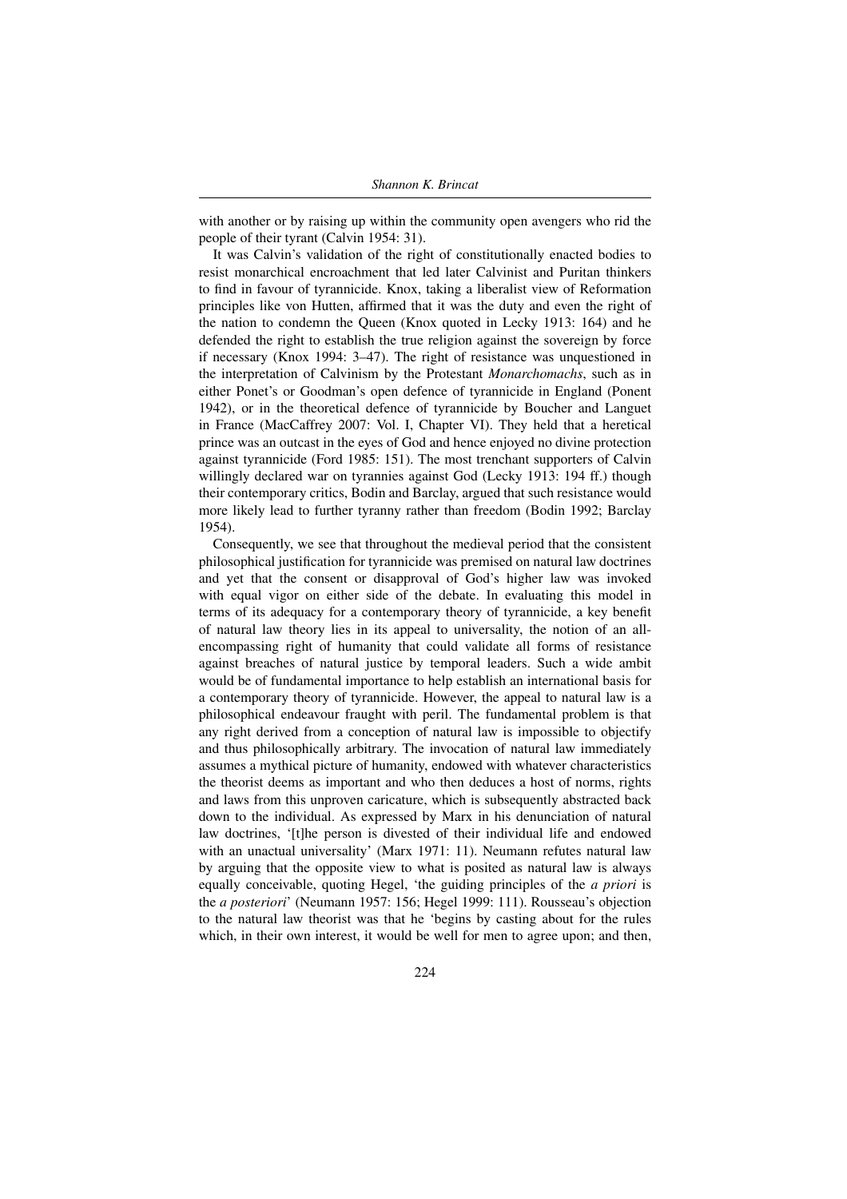with another or by raising up within the community open avengers who rid the people of their tyrant (Calvin 1954: 31).

It was Calvin's validation of the right of constitutionally enacted bodies to resist monarchical encroachment that led later Calvinist and Puritan thinkers to find in favour of tyrannicide. Knox, taking a liberalist view of Reformation principles like von Hutten, affirmed that it was the duty and even the right of the nation to condemn the Queen (Knox quoted in Lecky 1913: 164) and he defended the right to establish the true religion against the sovereign by force if necessary (Knox 1994: 3–47). The right of resistance was unquestioned in the interpretation of Calvinism by the Protestant *Monarchomachs*, such as in either Ponet's or Goodman's open defence of tyrannicide in England (Ponent 1942), or in the theoretical defence of tyrannicide by Boucher and Languet in France (MacCaffrey 2007: Vol. I, Chapter VI). They held that a heretical prince was an outcast in the eyes of God and hence enjoyed no divine protection against tyrannicide (Ford 1985: 151). The most trenchant supporters of Calvin willingly declared war on tyrannies against God (Lecky 1913: 194 ff.) though their contemporary critics, Bodin and Barclay, argued that such resistance would more likely lead to further tyranny rather than freedom (Bodin 1992; Barclay 1954).

Consequently, we see that throughout the medieval period that the consistent philosophical justification for tyrannicide was premised on natural law doctrines and yet that the consent or disapproval of God's higher law was invoked with equal vigor on either side of the debate. In evaluating this model in terms of its adequacy for a contemporary theory of tyrannicide, a key benefit of natural law theory lies in its appeal to universality, the notion of an all-encompassing right of humanity that could validate all forms of resistance against breaches of natural justice by temporal leaders. Such a wide ambit would be of fundamental importance to help establish an international basis for a contemporary theory of tyrannicide. However, the appeal to natural law is a philosophical endeavour fraught with peril. The fundamental problem is that any right derived from a conception of natural law is impossible to objectify and thus philosophically arbitrary. The invocation of natural law immediately assumes a mythical picture of humanity, endowed with whatever characteristics the theorist deems as important and who then deduces a host of norms, rights and laws from this unproven caricature, which is subsequently abstracted back down to the individual. As expressed by Marx in his denunciation of natural law doctrines, '[t]he person is divested of their individual life and endowed with an unactual universality' (Marx 1971: 11). Neumann refutes natural law by arguing that the opposite view to what is posited as natural law is always equally conceivable, quoting Hegel, 'the guiding principles of the *a priori* is the *a posteriori*' (Neumann 1957: 156; Hegel 1999: 111). Rousseau's objection to the natural law theorist was that he 'begins by casting about for the rules which, in their own interest, it would be well for men to agree upon; and then,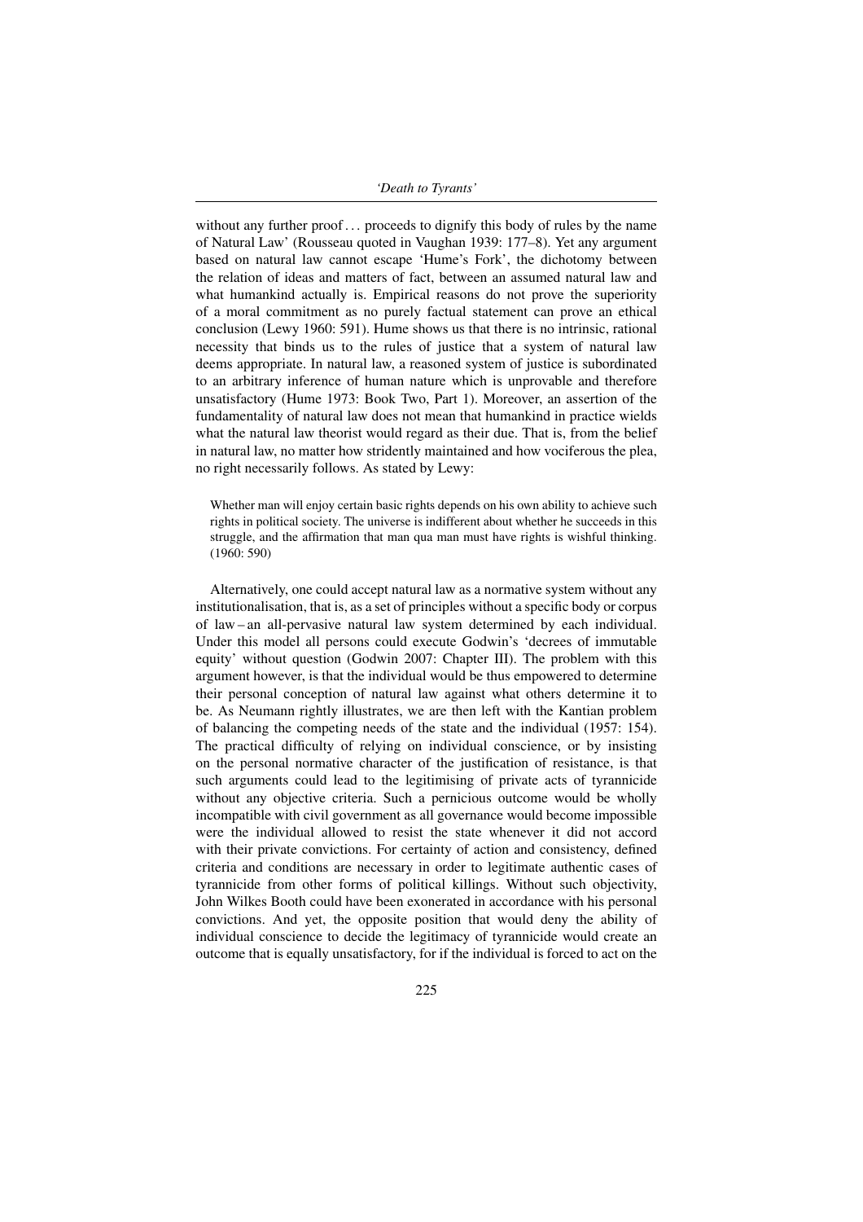without any further proof . . . proceeds to dignify this body of rules by the name of Natural Law' (Rousseau quoted in Vaughan 1939: 177–8). Yet any argument based on natural law cannot escape 'Hume's Fork', the dichotomy between the relation of ideas and matters of fact, between an assumed natural law and what humankind actually is. Empirical reasons do not prove the superiority of a moral commitment as no purely factual statement can prove an ethical conclusion (Lewy 1960: 591). Hume shows us that there is no intrinsic, rational necessity that binds us to the rules of justice that a system of natural law deems appropriate. In natural law, a reasoned system of justice is subordinated to an arbitrary inference of human nature which is unprovable and therefore unsatisfactory (Hume 1973: Book Two, Part 1). Moreover, an assertion of the fundamentality of natural law does not mean that humankind in practice wields what the natural law theorist would regard as their due. That is, from the belief in natural law, no matter how stridently maintained and how vociferous the plea, no right necessarily follows. As stated by Lewy:

> Whether man will enjoy certain basic rights depends on his own ability to achieve such rights in political society. The universe is indifferent about whether he succeeds in this struggle, and the affirmation that man qua man must have rights is wishful thinking. (1960: 590)

Alternatively, one could accept natural law as a normative system without any institutionalisation, that is, as a set of principles without a specific body or corpus of law – an all-pervasive natural law system determined by each individual. Under this model all persons could execute Godwin's 'decrees of immutable equity' without question (Godwin 2007: Chapter III). The problem with this argument however, is that the individual would be thus empowered to determine their personal conception of natural law against what others determine it to be. As Neumann rightly illustrates, we are then left with the Kantian problem of balancing the competing needs of the state and the individual (1957: 154). The practical difficulty of relying on individual conscience, or by insisting on the personal normative character of the justification of resistance, is that such arguments could lead to the legitimising of private acts of tyrannicide without any objective criteria. Such a pernicious outcome would be wholly incompatible with civil government as all governance would become impossible were the individual allowed to resist the state whenever it did not accord with their private convictions. For certainty of action and consistency, defined criteria and conditions are necessary in order to legitimate authentic cases of tyrannicide from other forms of political killings. Without such objectivity, John Wilkes Booth could have been exonerated in accordance with his personal convictions. And yet, the opposite position that would deny the ability of individual conscience to decide the legitimacy of tyrannicide would create an outcome that is equally unsatisfactory, for if the individual is forced to act on the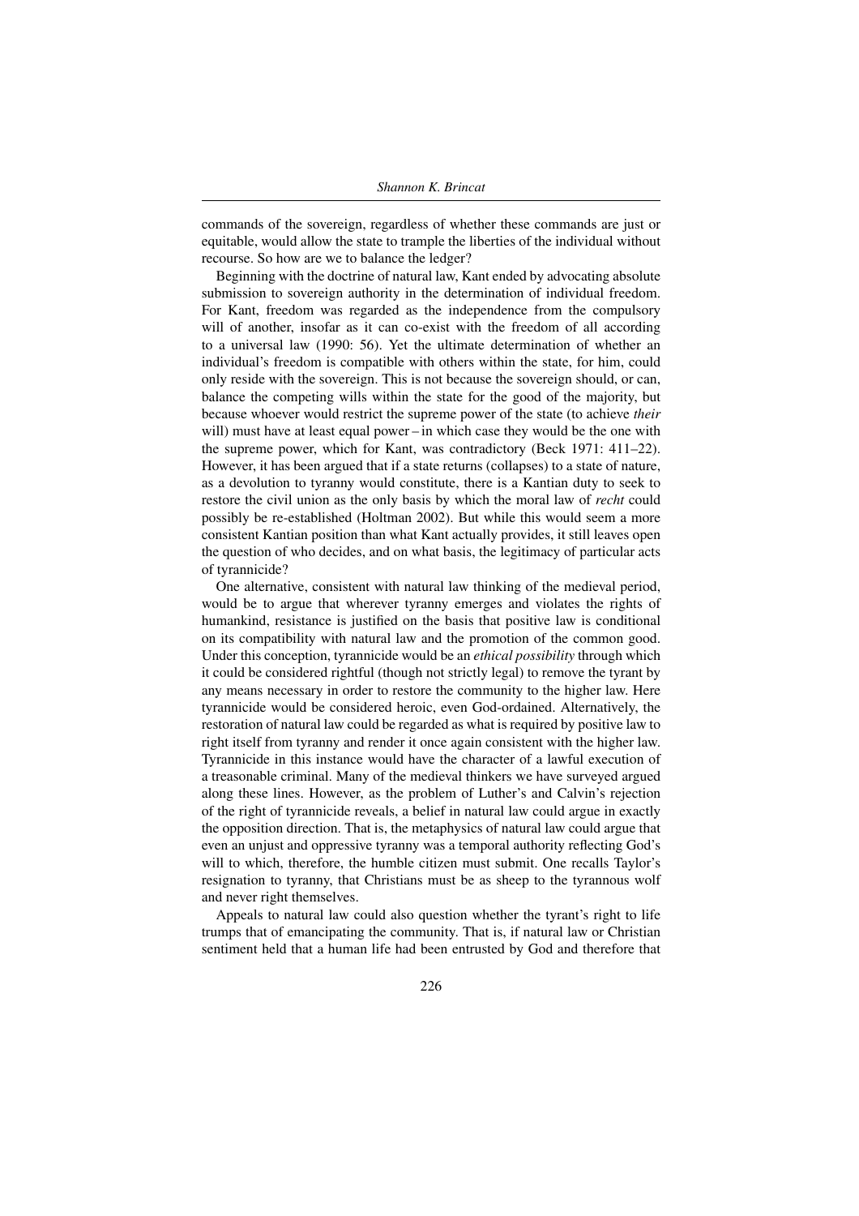commands of the sovereign, regardless of whether these commands are just or equitable, would allow the state to trample the liberties of the individual without recourse. So how are we to balance the ledger?

Beginning with the doctrine of natural law, Kant ended by advocating absolute submission to sovereign authority in the determination of individual freedom. For Kant, freedom was regarded as the independence from the compulsory will of another, insofar as it can co-exist with the freedom of all according to a universal law (1990: 56). Yet the ultimate determination of whether an individual's freedom is compatible with others within the state, for him, could only reside with the sovereign. This is not because the sovereign should, or can, balance the competing wills within the state for the good of the majority, but because whoever would restrict the supreme power of the state (to achieve *their* will) must have at least equal power – in which case they would be the one with the supreme power, which for Kant, was contradictory (Beck 1971: 411–22). However, it has been argued that if a state returns (collapses) to a state of nature, as a devolution to tyranny would constitute, there is a Kantian duty to seek to restore the civil union as the only basis by which the moral law of *recht* could possibly be re-established (Holtman 2002). But while this would seem a more consistent Kantian position than what Kant actually provides, it still leaves open the question of who decides, and on what basis, the legitimacy of particular acts of tyrannicide?

One alternative, consistent with natural law thinking of the medieval period, would be to argue that wherever tyranny emerges and violates the rights of humankind, resistance is justified on the basis that positive law is conditional on its compatibility with natural law and the promotion of the common good. Under this conception, tyrannicide would be an *ethical possibility* through which it could be considered rightful (though not strictly legal) to remove the tyrant by any means necessary in order to restore the community to the higher law. Here tyrannicide would be considered heroic, even God-ordained. Alternatively, the restoration of natural law could be regarded as what is required by positive law to right itself from tyranny and render it once again consistent with the higher law. Tyrannicide in this instance would have the character of a lawful execution of a treasonable criminal. Many of the medieval thinkers we have surveyed argued along these lines. However, as the problem of Luther's and Calvin's rejection of the right of tyrannicide reveals, a belief in natural law could argue in exactly the opposition direction. That is, the metaphysics of natural law could argue that even an unjust and oppressive tyranny was a temporal authority reflecting God's will to which, therefore, the humble citizen must submit. One recalls Taylor's resignation to tyranny, that Christians must be as sheep to the tyrannous wolf and never right themselves.

Appeals to natural law could also question whether the tyrant's right to life trumps that of emancipating the community. That is, if natural law or Christian sentiment held that a human life had been entrusted by God and therefore that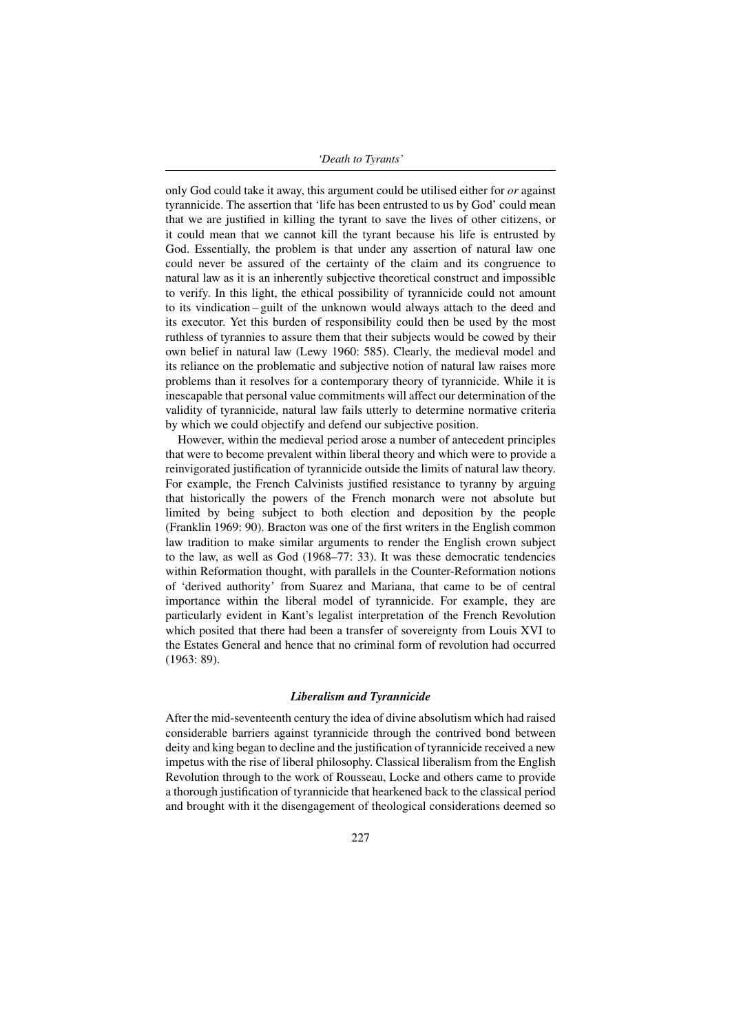only God could take it away, this argument could be utilised either for *or* against tyrannicide. The assertion that 'life has been entrusted to us by God' could mean that we are justified in killing the tyrant to save the lives of other citizens, or it could mean that we cannot kill the tyrant because his life is entrusted by God. Essentially, the problem is that under any assertion of natural law one could never be assured of the certainty of the claim and its congruence to natural law as it is an inherently subjective theoretical construct and impossible to verify. In this light, the ethical possibility of tyrannicide could not amount to its vindication – guilt of the unknown would always attach to the deed and its executor. Yet this burden of responsibility could then be used by the most ruthless of tyrannies to assure them that their subjects would be cowed by their own belief in natural law (Lewy 1960: 585). Clearly, the medieval model and its reliance on the problematic and subjective notion of natural law raises more problems than it resolves for a contemporary theory of tyrannicide. While it is inescapable that personal value commitments will affect our determination of the validity of tyrannicide, natural law fails utterly to determine normative criteria by which we could objectify and defend our subjective position.

However, within the medieval period arose a number of antecedent principles that were to become prevalent within liberal theory and which were to provide a reinvigorated justification of tyrannicide outside the limits of natural law theory. For example, the French Calvinists justified resistance to tyranny by arguing that historically the powers of the French monarch were not absolute but limited by being subject to both election and deposition by the people (Franklin 1969: 90). Bracton was one of the first writers in the English common law tradition to make similar arguments to render the English crown subject to the law, as well as God (1968–77: 33). It was these democratic tendencies within Reformation thought, with parallels in the Counter-Reformation notions of 'derived authority' from Suarez and Mariana, that came to be of central importance within the liberal model of tyrannicide. For example, they are particularly evident in Kant's legalist interpretation of the French Revolution which posited that there had been a transfer of sovereignty from Louis XVI to the Estates General and hence that no criminal form of revolution had occurred (1963: 89).

### *Liberalism and Tyrannicide*

After the mid-seventeenth century the idea of divine absolutism which had raised considerable barriers against tyrannicide through the contrived bond between deity and king began to decline and the justification of tyrannicide received a new impetus with the rise of liberal philosophy. Classical liberalism from the English Revolution through to the work of Rousseau, Locke and others came to provide a thorough justification of tyrannicide that hearkened back to the classical period and brought with it the disengagement of theological considerations deemed so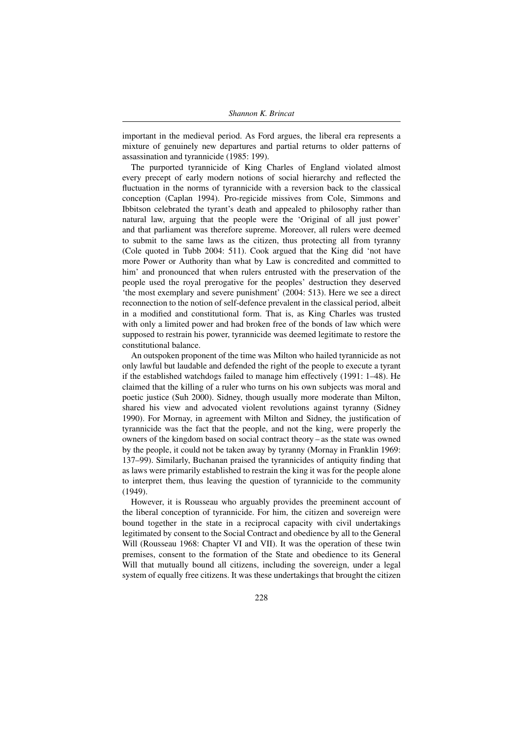important in the medieval period. As Ford argues, the liberal era represents a mixture of genuinely new departures and partial returns to older patterns of assassination and tyrannicide (1985: 199).

The purported tyrannicide of King Charles of England violated almost every precept of early modern notions of social hierarchy and reflected the fluctuation in the norms of tyrannicide with a reversion back to the classical conception (Caplan 1994). Pro-regicide missives from Cole, Simmons and Ibbitson celebrated the tyrant's death and appealed to philosophy rather than natural law, arguing that the people were the 'Original of all just power' and that parliament was therefore supreme. Moreover, all rulers were deemed to submit to the same laws as the citizen, thus protecting all from tyranny (Cole quoted in Tubb 2004: 511). Cook argued that the King did 'not have more Power or Authority than what by Law is concredited and committed to him' and pronounced that when rulers entrusted with the preservation of the people used the royal prerogative for the peoples' destruction they deserved 'the most exemplary and severe punishment' (2004: 513). Here we see a direct reconnection to the notion of self-defence prevalent in the classical period, albeit in a modified and constitutional form. That is, as King Charles was trusted with only a limited power and had broken free of the bonds of law which were supposed to restrain his power, tyrannicide was deemed legitimate to restore the constitutional balance.

An outspoken proponent of the time was Milton who hailed tyrannicide as not only lawful but laudable and defended the right of the people to execute a tyrant if the established watchdogs failed to manage him effectively (1991: 1–48). He claimed that the killing of a ruler who turns on his own subjects was moral and poetic justice (Suh 2000). Sidney, though usually more moderate than Milton, shared his view and advocated violent revolutions against tyranny (Sidney 1990). For Mornay, in agreement with Milton and Sidney, the justification of tyrannicide was the fact that the people, and not the king, were properly the owners of the kingdom based on social contract theory – as the state was owned by the people, it could not be taken away by tyranny (Mornay in Franklin 1969: 137–99). Similarly, Buchanan praised the tyrannicides of antiquity finding that as laws were primarily established to restrain the king it was for the people alone to interpret them, thus leaving the question of tyrannicide to the community (1949).

However, it is Rousseau who arguably provides the preeminent account of the liberal conception of tyrannicide. For him, the citizen and sovereign were bound together in the state in a reciprocal capacity with civil undertakings legitimated by consent to the Social Contract and obedience by all to the General Will (Rousseau 1968: Chapter VI and VII). It was the operation of these twin premises, consent to the formation of the State and obedience to its General Will that mutually bound all citizens, including the sovereign, under a legal system of equally free citizens. It was these undertakings that brought the citizen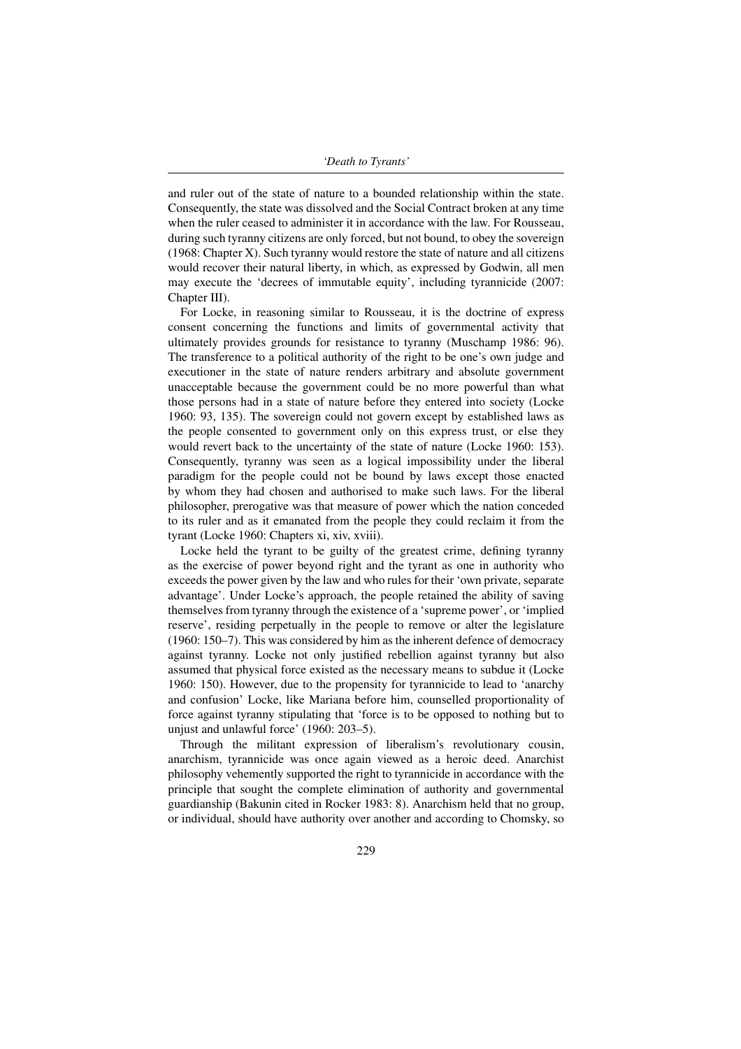and ruler out of the state of nature to a bounded relationship within the state. Consequently, the state was dissolved and the Social Contract broken at any time when the ruler ceased to administer it in accordance with the law. For Rousseau, during such tyranny citizens are only forced, but not bound, to obey the sovereign (1968: Chapter X). Such tyranny would restore the state of nature and all citizens would recover their natural liberty, in which, as expressed by Godwin, all men may execute the 'decrees of immutable equity', including tyrannicide (2007: Chapter III).

For Locke, in reasoning similar to Rousseau, it is the doctrine of express consent concerning the functions and limits of governmental activity that ultimately provides grounds for resistance to tyranny (Muschamp 1986: 96). The transference to a political authority of the right to be one's own judge and executioner in the state of nature renders arbitrary and absolute government unacceptable because the government could be no more powerful than what those persons had in a state of nature before they entered into society (Locke 1960: 93, 135). The sovereign could not govern except by established laws as the people consented to government only on this express trust, or else they would revert back to the uncertainty of the state of nature (Locke 1960: 153). Consequently, tyranny was seen as a logical impossibility under the liberal paradigm for the people could not be bound by laws except those enacted by whom they had chosen and authorised to make such laws. For the liberal philosopher, prerogative was that measure of power which the nation conceded to its ruler and as it emanated from the people they could reclaim it from the tyrant (Locke 1960: Chapters xi, xiv, xviii).

Locke held the tyrant to be guilty of the greatest crime, defining tyranny as the exercise of power beyond right and the tyrant as one in authority who exceeds the power given by the law and who rules for their 'own private, separate advantage'. Under Locke's approach, the people retained the ability of saving themselves from tyranny through the existence of a 'supreme power', or 'implied reserve', residing perpetually in the people to remove or alter the legislature (1960: 150–7). This was considered by him as the inherent defence of democracy against tyranny. Locke not only justified rebellion against tyranny but also assumed that physical force existed as the necessary means to subdue it (Locke 1960: 150). However, due to the propensity for tyrannicide to lead to 'anarchy and confusion' Locke, like Mariana before him, counselled proportionality of force against tyranny stipulating that 'force is to be opposed to nothing but to unjust and unlawful force' (1960: 203–5).

Through the militant expression of liberalism's revolutionary cousin, anarchism, tyrannicide was once again viewed as a heroic deed. Anarchist philosophy vehemently supported the right to tyrannicide in accordance with the principle that sought the complete elimination of authority and governmental guardianship (Bakunin cited in Rocker 1983: 8). Anarchism held that no group, or individual, should have authority over another and according to Chomsky, so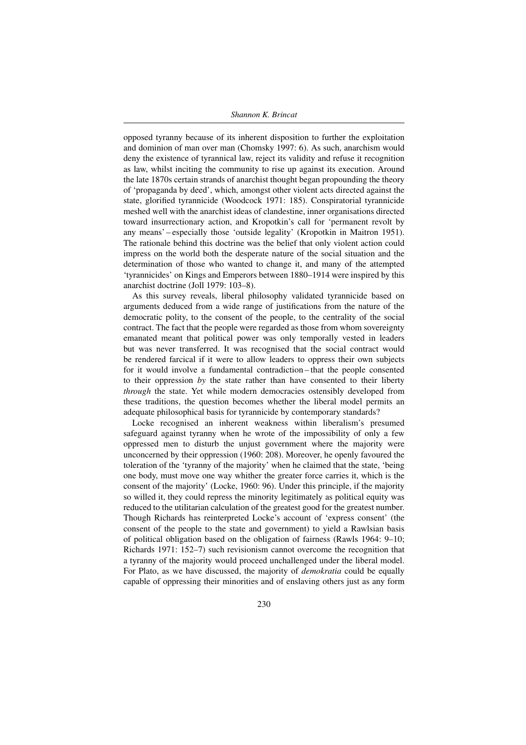opposed tyranny because of its inherent disposition to further the exploitation and dominion of man over man (Chomsky 1997: 6). As such, anarchism would deny the existence of tyrannical law, reject its validity and refuse it recognition as law, whilst inciting the community to rise up against its execution. Around the late 1870s certain strands of anarchist thought began propounding the theory of 'propaganda by deed', which, amongst other violent acts directed against the state, glorified tyrannicide (Woodcock 1971: 185). Conspiratorial tyrannicide meshed well with the anarchist ideas of clandestine, inner organisations directed toward insurrectionary action, and Kropotkin's call for 'permanent revolt by any means' – especially those 'outside legality' (Kropotkin in Maitron 1951). The rationale behind this doctrine was the belief that only violent action could impress on the world both the desperate nature of the social situation and the determination of those who wanted to change it, and many of the attempted 'tyrannicides' on Kings and Emperors between 1880–1914 were inspired by this anarchist doctrine (Joll 1979: 103–8).

As this survey reveals, liberal philosophy validated tyrannicide based on arguments deduced from a wide range of justifications from the nature of the democratic polity, to the consent of the people, to the centrality of the social contract. The fact that the people were regarded as those from whom sovereignty emanated meant that political power was only temporally vested in leaders but was never transferred. It was recognised that the social contract would be rendered farcical if it were to allow leaders to oppress their own subjects for it would involve a fundamental contradiction – that the people consented to their oppression *by* the state rather than have consented to their liberty *through* the state. Yet while modern democracies ostensibly developed from these traditions, the question becomes whether the liberal model permits an adequate philosophical basis for tyrannicide by contemporary standards?

Locke recognised an inherent weakness within liberalism's presumed safeguard against tyranny when he wrote of the impossibility of only a few oppressed men to disturb the unjust government where the majority were unconcerned by their oppression (1960: 208). Moreover, he openly favoured the toleration of the 'tyranny of the majority' when he claimed that the state, 'being one body, must move one way whither the greater force carries it, which is the consent of the majority' (Locke, 1960: 96). Under this principle, if the majority so willed it, they could repress the minority legitimately as political equity was reduced to the utilitarian calculation of the greatest good for the greatest number. Though Richards has reinterpreted Locke's account of 'express consent' (the consent of the people to the state and government) to yield a Rawlsian basis of political obligation based on the obligation of fairness (Rawls 1964: 9–10; Richards 1971: 152–7) such revisionism cannot overcome the recognition that a tyranny of the majority would proceed unchallenged under the liberal model. For Plato, as we have discussed, the majority of *demokratia* could be equally capable of oppressing their minorities and of enslaving others just as any form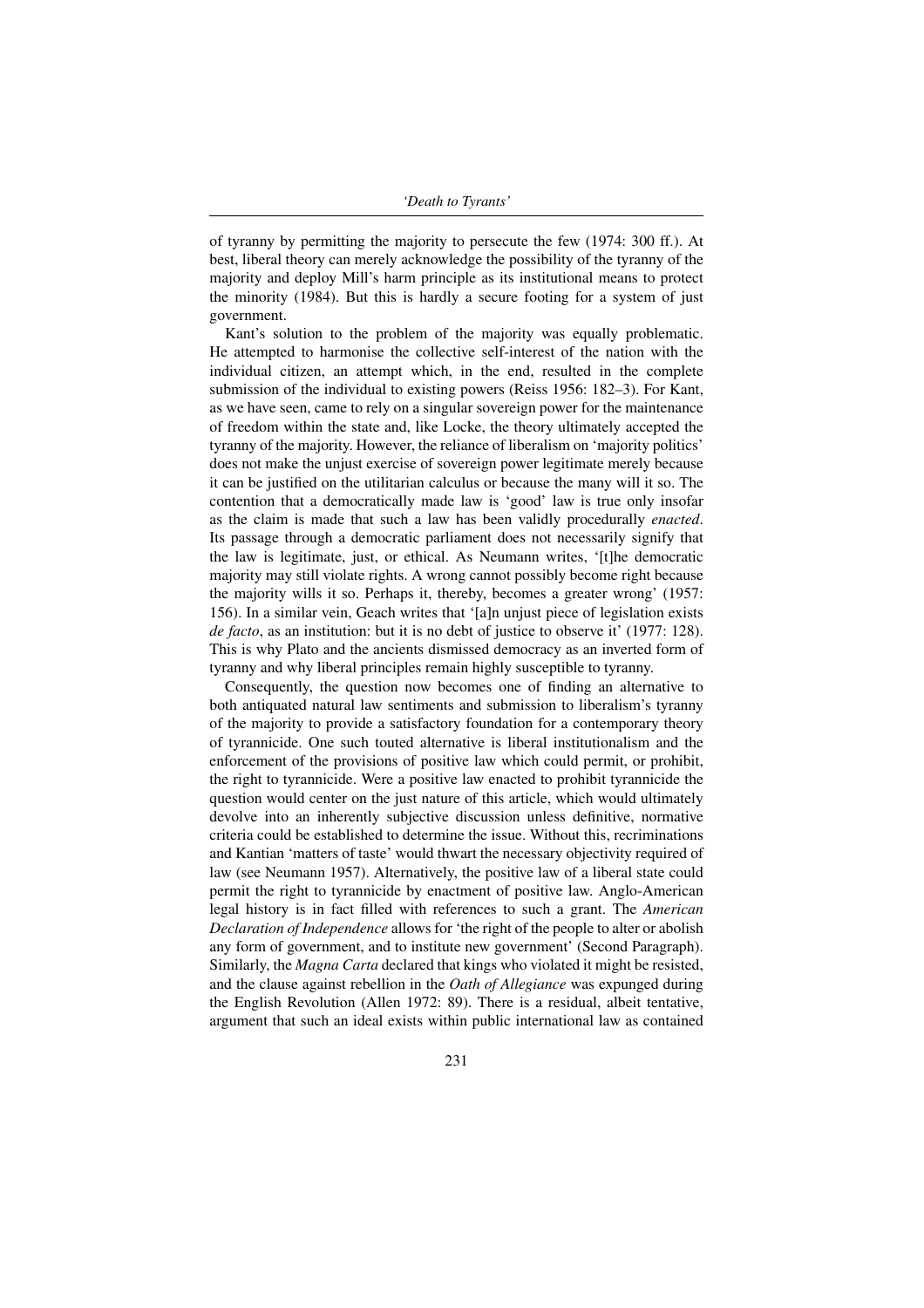of tyranny by permitting the majority to persecute the few (1974: 300 ff.). At best, liberal theory can merely acknowledge the possibility of the tyranny of the majority and deploy Mill's harm principle as its institutional means to protect the minority (1984). But this is hardly a secure footing for a system of just government.

Kant's solution to the problem of the majority was equally problematic. He attempted to harmonise the collective self-interest of the nation with the individual citizen, an attempt which, in the end, resulted in the complete submission of the individual to existing powers (Reiss 1956: 182–3). For Kant, as we have seen, came to rely on a singular sovereign power for the maintenance of freedom within the state and, like Locke, the theory ultimately accepted the tyranny of the majority. However, the reliance of liberalism on 'majority politics' does not make the unjust exercise of sovereign power legitimate merely because it can be justified on the utilitarian calculus or because the many will it so. The contention that a democratically made law is 'good' law is true only insofar as the claim is made that such a law has been validly procedurally *enacted*. Its passage through a democratic parliament does not necessarily signify that the law is legitimate, just, or ethical. As Neumann writes, '[t]he democratic majority may still violate rights. A wrong cannot possibly become right because the majority wills it so. Perhaps it, thereby, becomes a greater wrong' (1957: 156). In a similar vein, Geach writes that '[a]n unjust piece of legislation exists *de facto*, as an institution: but it is no debt of justice to observe it' (1977: 128). This is why Plato and the ancients dismissed democracy as an inverted form of tyranny and why liberal principles remain highly susceptible to tyranny.

Consequently, the question now becomes one of finding an alternative to both antiquated natural law sentiments and submission to liberalism's tyranny of the majority to provide a satisfactory foundation for a contemporary theory of tyrannicide. One such touted alternative is liberal institutionalism and the enforcement of the provisions of positive law which could permit, or prohibit, the right to tyrannicide. Were a positive law enacted to prohibit tyrannicide the question would center on the just nature of this article, which would ultimately devolve into an inherently subjective discussion unless definitive, normative criteria could be established to determine the issue. Without this, recriminations and Kantian 'matters of taste' would thwart the necessary objectivity required of law (see Neumann 1957). Alternatively, the positive law of a liberal state could permit the right to tyrannicide by enactment of positive law. Anglo-American legal history is in fact filled with references to such a grant. The *American Declaration of Independence* allows for 'the right of the people to alter or abolish any form of government, and to institute new government' (Second Paragraph). Similarly, the *Magna Carta* declared that kings who violated it might be resisted, and the clause against rebellion in the *Oath of Allegiance* was expunged during the English Revolution (Allen 1972: 89). There is a residual, albeit tentative, argument that such an ideal exists within public international law as contained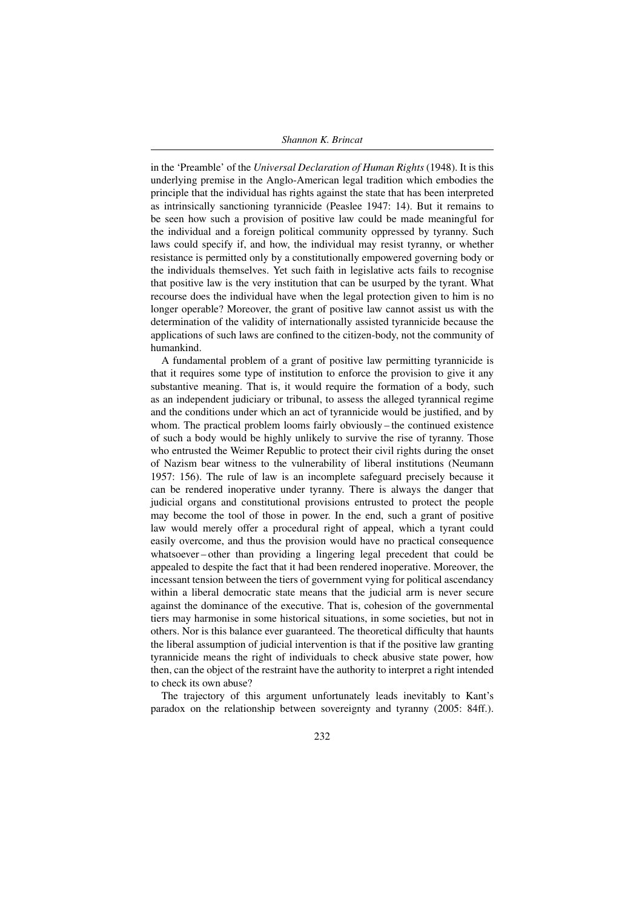in the 'Preamble' of the *Universal Declaration of Human Rights* (1948). It is this underlying premise in the Anglo-American legal tradition which embodies the principle that the individual has rights against the state that has been interpreted as intrinsically sanctioning tyrannicide (Peaslee 1947: 14). But it remains to be seen how such a provision of positive law could be made meaningful for the individual and a foreign political community oppressed by tyranny. Such laws could specify if, and how, the individual may resist tyranny, or whether resistance is permitted only by a constitutionally empowered governing body or the individuals themselves. Yet such faith in legislative acts fails to recognise that positive law is the very institution that can be usurped by the tyrant. What recourse does the individual have when the legal protection given to him is no longer operable? Moreover, the grant of positive law cannot assist us with the determination of the validity of internationally assisted tyrannicide because the applications of such laws are confined to the citizen-body, not the community of humankind.

A fundamental problem of a grant of positive law permitting tyrannicide is that it requires some type of institution to enforce the provision to give it any substantive meaning. That is, it would require the formation of a body, such as an independent judiciary or tribunal, to assess the alleged tyrannical regime and the conditions under which an act of tyrannicide would be justified, and by whom. The practical problem looms fairly obviously – the continued existence of such a body would be highly unlikely to survive the rise of tyranny. Those who entrusted the Weimer Republic to protect their civil rights during the onset of Nazism bear witness to the vulnerability of liberal institutions (Neumann 1957: 156). The rule of law is an incomplete safeguard precisely because it can be rendered inoperative under tyranny. There is always the danger that judicial organs and constitutional provisions entrusted to protect the people may become the tool of those in power. In the end, such a grant of positive law would merely offer a procedural right of appeal, which a tyrant could easily overcome, and thus the provision would have no practical consequence whatsoever – other than providing a lingering legal precedent that could be appealed to despite the fact that it had been rendered inoperative. Moreover, the incessant tension between the tiers of government vying for political ascendancy within a liberal democratic state means that the judicial arm is never secure against the dominance of the executive. That is, cohesion of the governmental tiers may harmonise in some historical situations, in some societies, but not in others. Nor is this balance ever guaranteed. The theoretical difficulty that haunts the liberal assumption of judicial intervention is that if the positive law granting tyrannicide means the right of individuals to check abusive state power, how then, can the object of the restraint have the authority to interpret a right intended to check its own abuse?

The trajectory of this argument unfortunately leads inevitably to Kant's paradox on the relationship between sovereignty and tyranny (2005: 84ff.).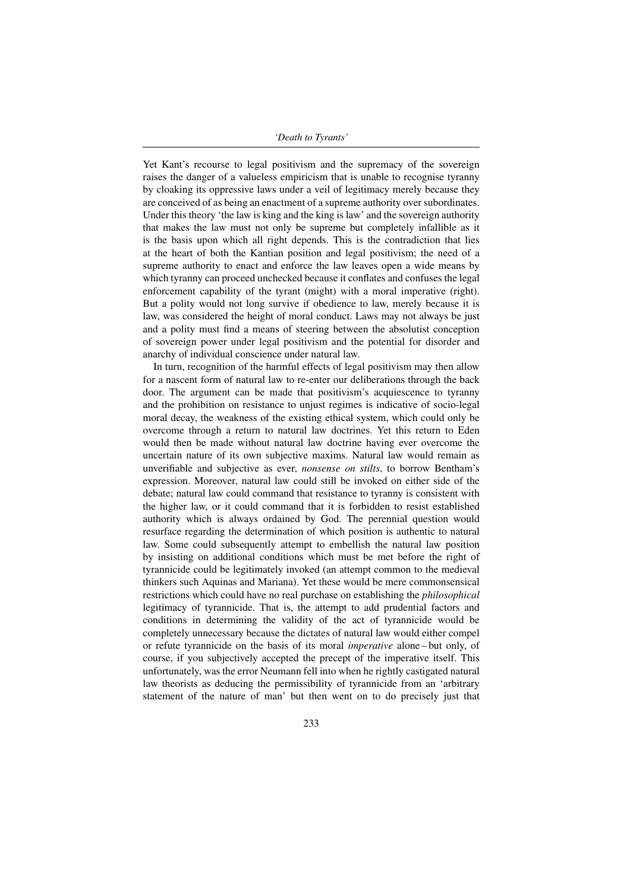Yet Kant's recourse to legal positivism and the supremacy of the sovereign raises the danger of a valueless empiricism that is unable to recognise tyranny by cloaking its oppressive laws under a veil of legitimacy merely because they are conceived of as being an enactment of a supreme authority over subordinates. Under this theory 'the law is king and the king is law' and the sovereign authority that makes the law must not only be supreme but completely infallible as it is the basis upon which all right depends. This is the contradiction that lies at the heart of both the Kantian position and legal positivism; the need of a supreme authority to enact and enforce the law leaves open a wide means by which tyranny can proceed unchecked because it conflates and confuses the legal enforcement capability of the tyrant (might) with a moral imperative (right). But a polity would not long survive if obedience to law, merely because it is law, was considered the height of moral conduct. Laws may not always be just and a polity must find a means of steering between the absolutist conception of sovereign power under legal positivism and the potential for disorder and anarchy of individual conscience under natural law.

In turn, recognition of the harmful effects of legal positivism may then allow for a nascent form of natural law to re-enter our deliberations through the back door. The argument can be made that positivism's acquiescence to tyranny and the prohibition on resistance to unjust regimes is indicative of socio-legal moral decay, the weakness of the existing ethical system, which could only be overcome through a return to natural law doctrines. Yet this return to Eden would then be made without natural law doctrine having ever overcome the uncertain nature of its own subjective maxims. Natural law would remain as unverifiable and subjective as ever, *nonsense on stilts*, to borrow Bentham's expression. Moreover, natural law could still be invoked on either side of the debate; natural law could command that resistance to tyranny is consistent with the higher law, or it could command that it is forbidden to resist established authority which is always ordained by God. The perennial question would resurface regarding the determination of which position is authentic to natural law. Some could subsequently attempt to embellish the natural law position by insisting on additional conditions which must be met before the right of tyrannicide could be legitimately invoked (an attempt common to the medieval thinkers such Aquinas and Mariana). Yet these would be mere commonsensical restrictions which could have no real purchase on establishing the *philosophical* legitimacy of tyrannicide. That is, the attempt to add prudential factors and conditions in determining the validity of the act of tyrannicide would be completely unnecessary because the dictates of natural law would either compel or refute tyrannicide on the basis of its moral *imperative* alone – but only, of course, if you subjectively accepted the precept of the imperative itself. This unfortunately, was the error Neumann fell into when he rightly castigated natural law theorists as deducing the permissibility of tyrannicide from an 'arbitrary statement of the nature of man' but then went on to do precisely just that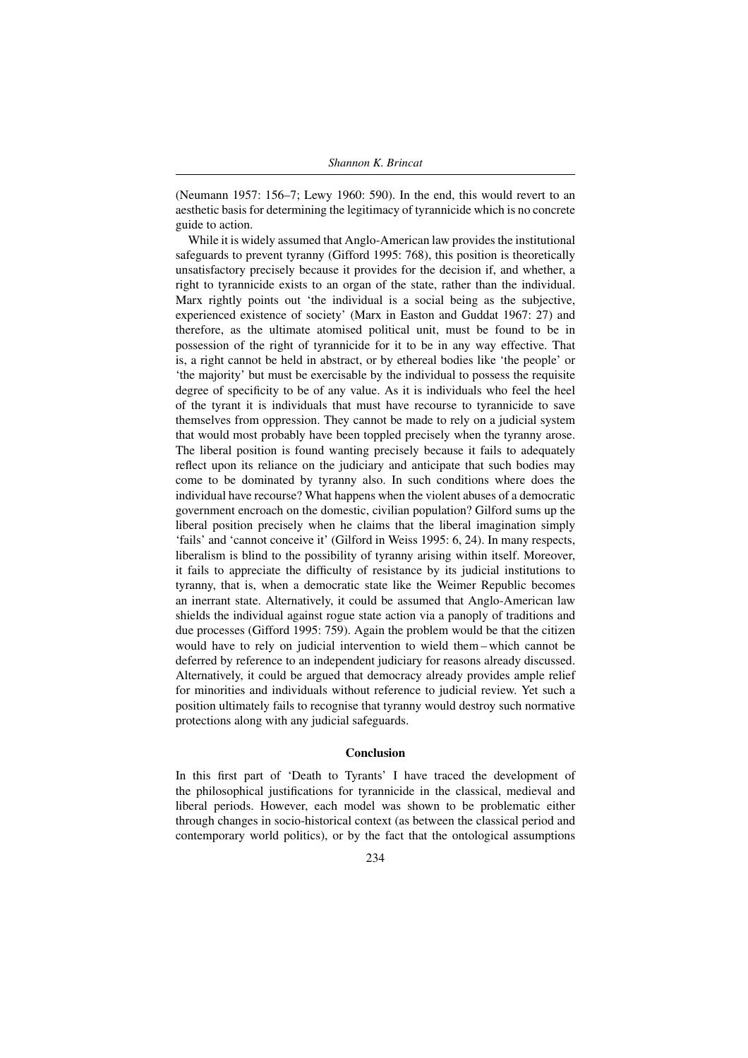(Neumann 1957: 156–7; Lewy 1960: 590). In the end, this would revert to an aesthetic basis for determining the legitimacy of tyrannicide which is no concrete guide to action.

While it is widely assumed that Anglo-American law provides the institutional safeguards to prevent tyranny (Gifford 1995: 768), this position is theoretically unsatisfactory precisely because it provides for the decision if, and whether, a right to tyrannicide exists to an organ of the state, rather than the individual. Marx rightly points out 'the individual is a social being as the subjective, experienced existence of society' (Marx in Easton and Guddat 1967: 27) and therefore, as the ultimate atomised political unit, must be found to be in possession of the right of tyrannicide for it to be in any way effective. That is, a right cannot be held in abstract, or by ethereal bodies like 'the people' or 'the majority' but must be exercisable by the individual to possess the requisite degree of specificity to be of any value. As it is individuals who feel the heel of the tyrant it is individuals that must have recourse to tyrannicide to save themselves from oppression. They cannot be made to rely on a judicial system that would most probably have been toppled precisely when the tyranny arose. The liberal position is found wanting precisely because it fails to adequately reflect upon its reliance on the judiciary and anticipate that such bodies may come to be dominated by tyranny also. In such conditions where does the individual have recourse? What happens when the violent abuses of a democratic government encroach on the domestic, civilian population? Gilford sums up the liberal position precisely when he claims that the liberal imagination simply 'fails' and 'cannot conceive it' (Gilford in Weiss 1995: 6, 24). In many respects, liberalism is blind to the possibility of tyranny arising within itself. Moreover, it fails to appreciate the difficulty of resistance by its judicial institutions to tyranny, that is, when a democratic state like the Weimer Republic becomes an inerrant state. Alternatively, it could be assumed that Anglo-American law shields the individual against rogue state action via a panoply of traditions and due processes (Gifford 1995: 759). Again the problem would be that the citizen would have to rely on judicial intervention to wield them – which cannot be deferred by reference to an independent judiciary for reasons already discussed. Alternatively, it could be argued that democracy already provides ample relief for minorities and individuals without reference to judicial review. Yet such a position ultimately fails to recognise that tyranny would destroy such normative protections along with any judicial safeguards.

## Conclusion

In this first part of 'Death to Tyrants' I have traced the development of the philosophical justifications for tyrannicide in the classical, medieval and liberal periods. However, each model was shown to be problematic either through changes in socio-historical context (as between the classical period and contemporary world politics), or by the fact that the ontological assumptions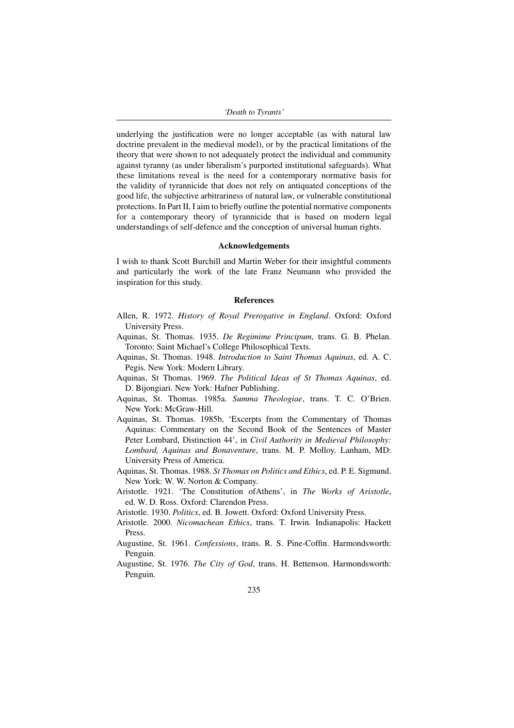underlying the justification were no longer acceptable (as with natural law doctrine prevalent in the medieval model), or by the practical limitations of the theory that were shown to not adequately protect the individual and community against tyranny (as under liberalism's purported institutional safeguards). What these limitations reveal is the need for a contemporary normative basis for the validity of tyrannicide that does not rely on antiquated conceptions of the good life, the subjective arbitrariness of natural law, or vulnerable constitutional protections. In Part II, I aim to briefly outline the potential normative components for a contemporary theory of tyrannicide that is based on modern legal understandings of self-defence and the conception of universal human rights.

## Acknowledgements

I wish to thank Scott Burchill and Martin Weber for their insightful comments and particularly the work of the late Franz Neumann who provided the inspiration for this study.

## References

Allen, R. 1972. *History of Royal Prerogative in England*. Oxford: Oxford University Press.

Aquinas, St. Thomas. 1935. *De Regimime Principum*, trans. G. B. Phelan. Toronto: Saint Michael's College Philosophical Texts.

Aquinas, St. Thomas. 1948. *Introduction to Saint Thomas Aquinas*, ed. A. C. Pegis. New York: Modern Library.

Aquinas, St Thomas. 1969. *The Political Ideas of St Thomas Aquinas*, ed. D. Bijongiari. New York: Hafner Publishing.

Aquinas, St. Thomas. 1985a. *Summa Theologiae*, trans. T. C. O'Brien. New York: McGraw-Hill.

Aquinas, St. Thomas. 1985b, 'Excerpts from the Commentary of Thomas Aquinas: Commentary on the Second Book of the Sentences of Master Peter Lombard, Distinction 44', in *Civil Authority in Medieval Philosophy: Lombard, Aquinas and Bonaventure*, trans. M. P. Molloy. Lanham, MD: University Press of America.

Aquinas, St. Thomas. 1988. *St Thomas on Politics and Ethics*, ed. P. E. Sigmund. New York: W. W. Norton & Company.

Aristotle. 1921. 'The Constitution ofAthens', in *The Works of Aristotle*, ed. W. D. Ross. Oxford: Clarendon Press.

Aristotle. 1930. *Politics*, ed. B. Jowett. Oxford: Oxford University Press.

Aristotle. 2000. *Nicomachean Ethics*, trans. T. Irwin. Indianapolis: Hackett Press.

Augustine, St. 1961. *Confessions*, trans. R. S. Pine-Coffin. Harmondsworth: Penguin.

Augustine, St. 1976. *The City of God*, trans. H. Bettenson. Harmondsworth: Penguin.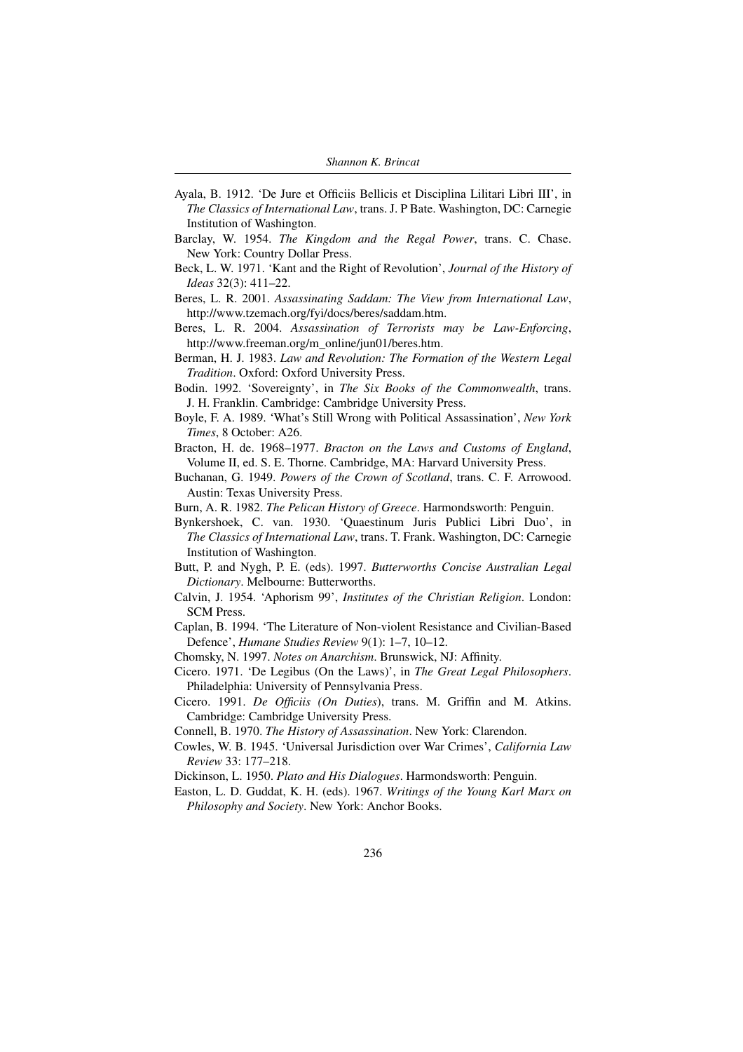Ayala, B. 1912. 'De Jure et Officiis Bellicis et Disciplina Lilitari Libri III', in *The Classics of International Law*, trans. J. P Bate. Washington, DC: Carnegie Institution of Washington.

Barclay, W. 1954. *The Kingdom and the Regal Power*, trans. C. Chase. New York: Country Dollar Press.

Beck, L. W. 1971. 'Kant and the Right of Revolution', *Journal of the History of Ideas* 32(3): 411–22.

Beres, L. R. 2001. *Assassinating Saddam: The View from International Law*, http://www.tzemach.org/fyi/docs/beres/saddam.htm.

Beres, L. R. 2004. *Assassination of Terrorists may be Law-Enforcing*, http://www.freeman.org/m_online/jun01/beres.htm.

Berman, H. J. 1983. *Law and Revolution: The Formation of the Western Legal Tradition*. Oxford: Oxford University Press.

Bodin. 1992. 'Sovereignty', in *The Six Books of the Commonwealth*, trans. J. H. Franklin. Cambridge: Cambridge University Press.

Boyle, F. A. 1989. 'What's Still Wrong with Political Assassination', *New York Times*, 8 October: A26.

Bracton, H. de. 1968–1977. *Bracton on the Laws and Customs of England*, Volume II, ed. S. E. Thorne. Cambridge, MA: Harvard University Press.

Buchanan, G. 1949. *Powers of the Crown of Scotland*, trans. C. F. Arrowood. Austin: Texas University Press.

Burn, A. R. 1982. *The Pelican History of Greece*. Harmondsworth: Penguin.

Bynkershoek, C. van. 1930. 'Quaestinum Juris Publici Libri Duo', in *The Classics of International Law*, trans. T. Frank. Washington, DC: Carnegie Institution of Washington.

Butt, P. and Nygh, P. E. (eds). 1997. *Butterworths Concise Australian Legal Dictionary*. Melbourne: Butterworths.

Calvin, J. 1954. 'Aphorism 99', *Institutes of the Christian Religion*. London: SCM Press.

Caplan, B. 1994. 'The Literature of Non-violent Resistance and Civilian-Based Defence', *Humane Studies Review* 9(1): 1–7, 10–12.

Chomsky, N. 1997. *Notes on Anarchism*. Brunswick, NJ: Affinity.

Cicero. 1971. 'De Legibus (On the Laws)', in *The Great Legal Philosophers*. Philadelphia: University of Pennsylvania Press.

Cicero. 1991. *De Officiis (On Duties)*, trans. M. Griffin and M. Atkins. Cambridge: Cambridge University Press.

Connell, B. 1970. *The History of Assassination*. New York: Clarendon.

Cowles, W. B. 1945. 'Universal Jurisdiction over War Crimes', *California Law Review* 33: 177–218.

Dickinson, L. 1950. *Plato and His Dialogues*. Harmondsworth: Penguin.

Easton, L. D. Guddat, K. H. (eds). 1967. *Writings of the Young Karl Marx on Philosophy and Society*. New York: Anchor Books.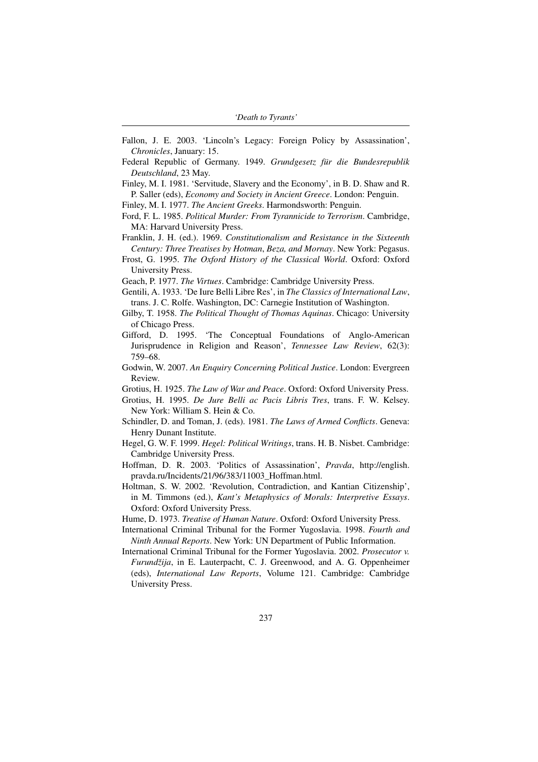Fallon, J. E. 2003. 'Lincoln's Legacy: Foreign Policy by Assassination', *Chronicles*, January: 15.

Federal Republic of Germany. 1949. *Grundgesetz für die Bundesrepublik Deutschland*, 23 May.

Finley, M. I. 1981. 'Servitude, Slavery and the Economy', in B. D. Shaw and R. P. Saller (eds), *Economy and Society in Ancient Greece*. London: Penguin.

Finley, M. I. 1977. *The Ancient Greeks*. Harmondsworth: Penguin.

Ford, F. L. 1985. *Political Murder: From Tyrannicide to Terrorism*. Cambridge, MA: Harvard University Press.

Franklin, J. H. (ed.). 1969. *Constitutionalism and Resistance in the Sixteenth Century: Three Treatises by Hotman, Beza, and Mornay*. New York: Pegasus.

Frost, G. 1995. *The Oxford History of the Classical World*. Oxford: Oxford University Press.

Geach, P. 1977. *The Virtues*. Cambridge: Cambridge University Press.

Gentili, A. 1933. 'De Iure Belli Libre Res', in *The Classics of International Law*, trans. J. C. Rolfe. Washington, DC: Carnegie Institution of Washington.

Gilby, T. 1958. *The Political Thought of Thomas Aquinas*. Chicago: University of Chicago Press.

Gifford, D. 1995. 'The Conceptual Foundations of Anglo-American Jurisprudence in Religion and Reason', *Tennessee Law Review*, 62(3): 759–68.

Godwin, W. 2007. *An Enquiry Concerning Political Justice*. London: Evergreen Review.

Grotius, H. 1925. *The Law of War and Peace*. Oxford: Oxford University Press.

Grotius, H. 1995. *De Jure Belli ac Pacis Libris Tres*, trans. F. W. Kelsey. New York: William S. Hein & Co.

Schindler, D. and Toman, J. (eds). 1981. *The Laws of Armed Conflicts*. Geneva: Henry Dunant Institute.

Hegel, G. W. F. 1999. *Hegel: Political Writings*, trans. H. B. Nisbet. Cambridge: Cambridge University Press.

Hoffman, D. R. 2003. 'Politics of Assassination', *Pravda*, http://english.pravda.ru/Incidents/21/96/383/11003_Hoffman.html.

Holtman, S. W. 2002. 'Revolution, Contradiction, and Kantian Citizenship', in M. Timmons (ed.), *Kant's Metaphysics of Morals: Interpretive Essays*. Oxford: Oxford University Press.

Hume, D. 1973. *Treatise of Human Nature*. Oxford: Oxford University Press.

International Criminal Tribunal for the Former Yugoslavia. 1998. *Fourth and Ninth Annual Reports*. New York: UN Department of Public Information.

International Criminal Tribunal for the Former Yugoslavia. 2002. *Prosecutor v. Furundžija*, in E. Lauterpacht, C. J. Greenwood, and A. G. Oppenheimer (eds), *International Law Reports*, Volume 121. Cambridge: Cambridge University Press.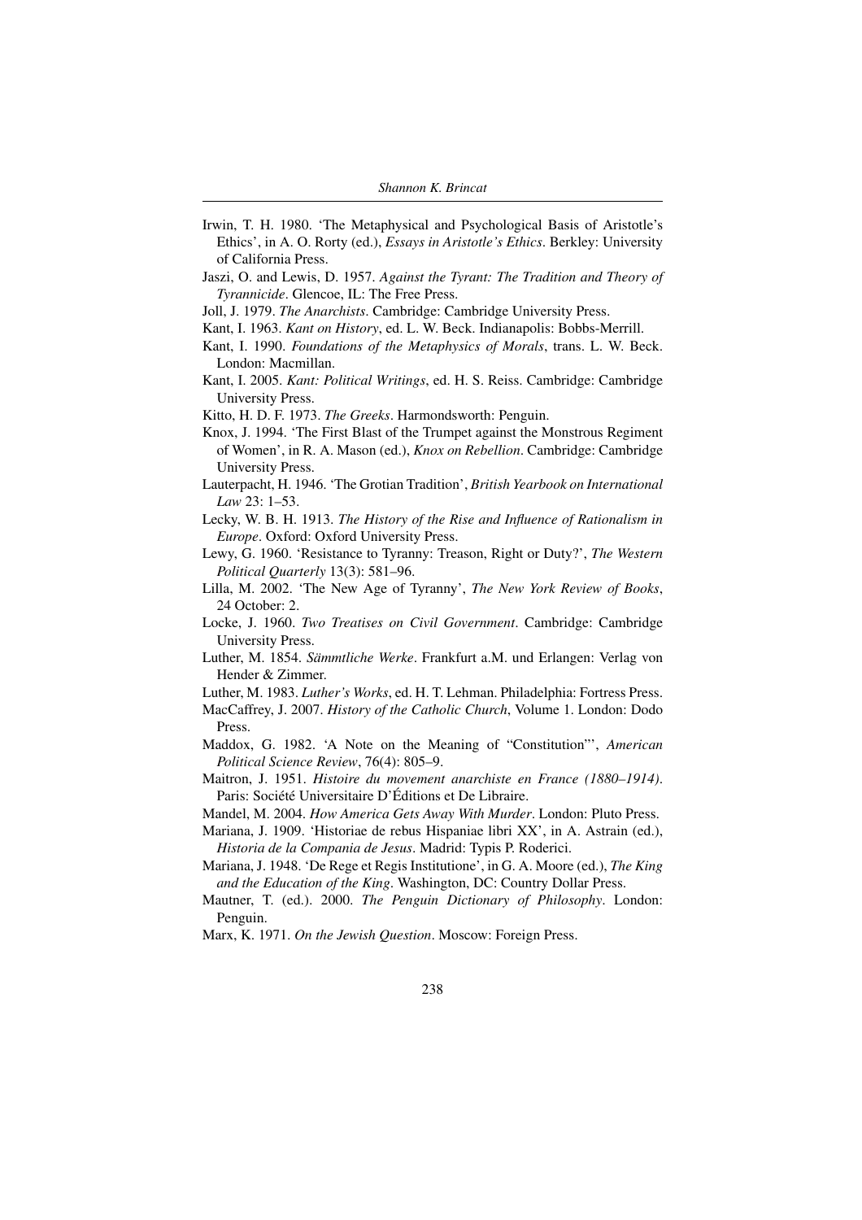Irwin, T. H. 1980. 'The Metaphysical and Psychological Basis of Aristotle's Ethics', in A. O. Rorty (ed.), *Essays in Aristotle's Ethics*. Berkley: University of California Press.

Jaszi, O. and Lewis, D. 1957. *Against the Tyrant: The Tradition and Theory of Tyrannicide*. Glencoe, IL: The Free Press.

Joll, J. 1979. *The Anarchists*. Cambridge: Cambridge University Press.

Kant, I. 1963. *Kant on History*, ed. L. W. Beck. Indianapolis: Bobbs-Merrill.

Kant, I. 1990. *Foundations of the Metaphysics of Morals*, trans. L. W. Beck. London: Macmillan.

Kant, I. 2005. *Kant: Political Writings*, ed. H. S. Reiss. Cambridge: Cambridge University Press.

Kitto, H. D. F. 1973. *The Greeks*. Harmondsworth: Penguin.

Knox, J. 1994. 'The First Blast of the Trumpet against the Monstrous Regiment of Women', in R. A. Mason (ed.), *Knox on Rebellion*. Cambridge: Cambridge University Press.

Lauterpacht, H. 1946. 'The Grotian Tradition', *British Yearbook on International Law* 23: 1–53.

Lecky, W. B. H. 1913. *The History of the Rise and Influence of Rationalism in Europe*. Oxford: Oxford University Press.

Lewy, G. 1960. 'Resistance to Tyranny: Treason, Right or Duty?', *The Western Political Quarterly* 13(3): 581–96.

Lilla, M. 2002. 'The New Age of Tyranny', *The New York Review of Books*, 24 October: 2.

Locke, J. 1960. *Two Treatises on Civil Government*. Cambridge: Cambridge University Press.

Luther, M. 1854. *Sämmtliche Werke*. Frankfurt a.M. und Erlangen: Verlag von Hender & Zimmer.

Luther, M. 1983. *Luther's Works*, ed. H. T. Lehman. Philadelphia: Fortress Press.

MacCaffrey, J. 2007. *History of the Catholic Church*, Volume 1. London: Dodo Press.

Maddox, G. 1982. 'A Note on the Meaning of "Constitution"', *American Political Science Review*, 76(4): 805–9.

Maitron, J. 1951. *Histoire du movement anarchiste en France (1880–1914)*. Paris: Société Universitaire D'Éditions et De Libraire.

Mandel, M. 2004. *How America Gets Away With Murder*. London: Pluto Press.

Mariana, J. 1909. 'Historiae de rebus Hispaniae libri XX', in A. Astrain (ed.), *Historia de la Compania de Jesus*. Madrid: Typis P. Roderici.

Mariana, J. 1948. 'De Rege et Regis Institutione', in G. A. Moore (ed.), *The King and the Education of the King*. Washington, DC: Country Dollar Press.

Mautner, T. (ed.). 2000. *The Penguin Dictionary of Philosophy*. London: Penguin.

Marx, K. 1971. *On the Jewish Question*. Moscow: Foreign Press.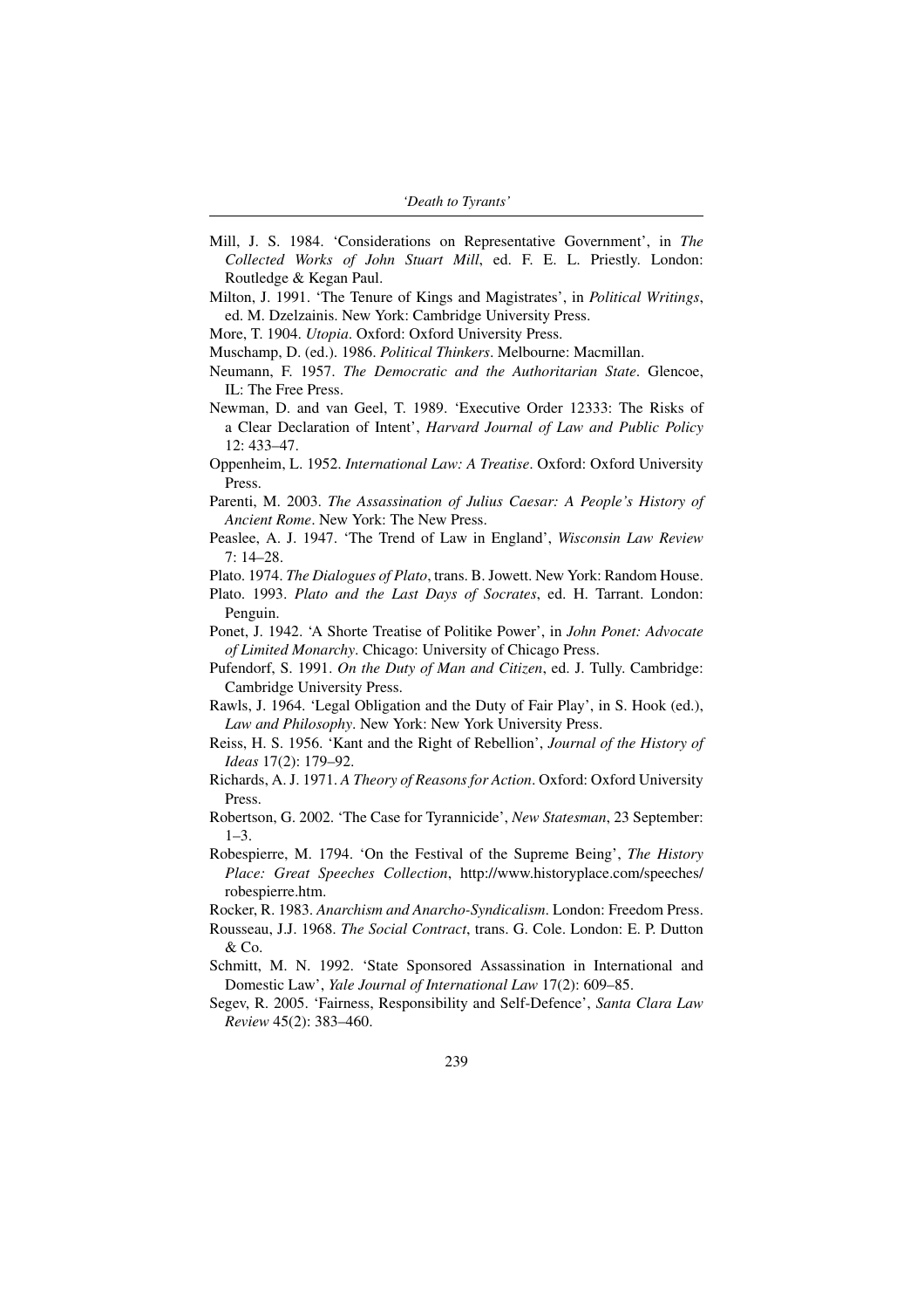Mill, J. S. 1984. 'Considerations on Representative Government', in *The Collected Works of John Stuart Mill*, ed. F. E. L. Priestly. London: Routledge & Kegan Paul.

Milton, J. 1991. 'The Tenure of Kings and Magistrates', in *Political Writings*, ed. M. Dzelzainis. New York: Cambridge University Press.

More, T. 1904. *Utopia*. Oxford: Oxford University Press.

Muschamp, D. (ed.). 1986. *Political Thinkers*. Melbourne: Macmillan.

Neumann, F. 1957. *The Democratic and the Authoritarian State*. Glencoe, IL: The Free Press.

Newman, D. and van Geel, T. 1989. 'Executive Order 12333: The Risks of a Clear Declaration of Intent', *Harvard Journal of Law and Public Policy* 12: 433–47.

Oppenheim, L. 1952. *International Law: A Treatise*. Oxford: Oxford University Press.

Parenti, M. 2003. *The Assassination of Julius Caesar: A People's History of Ancient Rome*. New York: The New Press.

Peaslee, A. J. 1947. 'The Trend of Law in England', *Wisconsin Law Review* 7: 14–28.

Plato. 1974. *The Dialogues of Plato*, trans. B. Jowett. New York: Random House.

Plato. 1993. *Plato and the Last Days of Socrates*, ed. H. Tarrant. London: Penguin.

Ponet, J. 1942. 'A Shorte Treatise of Politike Power', in *John Ponet: Advocate of Limited Monarchy*. Chicago: University of Chicago Press.

Pufendorf, S. 1991. *On the Duty of Man and Citizen*, ed. J. Tully. Cambridge: Cambridge University Press.

Rawls, J. 1964. 'Legal Obligation and the Duty of Fair Play', in S. Hook (ed.), *Law and Philosophy*. New York: New York University Press.

Reiss, H. S. 1956. 'Kant and the Right of Rebellion', *Journal of the History of Ideas* 17(2): 179–92.

Richards, A. J. 1971. *A Theory of Reasons for Action*. Oxford: Oxford University Press.

Robertson, G. 2002. 'The Case for Tyrannicide', *New Statesman*, 23 September: 1–3.

Robespierre, M. 1794. 'On the Festival of the Supreme Being', *The History Place: Great Speeches Collection*, http://www.historyplace.com/speeches/robespierre.htm.

Rocker, R. 1983. *Anarchism and Anarcho-Syndicalism*. London: Freedom Press.

Rousseau, J.J. 1968. *The Social Contract*, trans. G. Cole. London: E. P. Dutton & Co.

Schmitt, M. N. 1992. 'State Sponsored Assassination in International and Domestic Law', *Yale Journal of International Law* 17(2): 609–85.

Segev, R. 2005. 'Fairness, Responsibility and Self-Defence', *Santa Clara Law Review* 45(2): 383–460.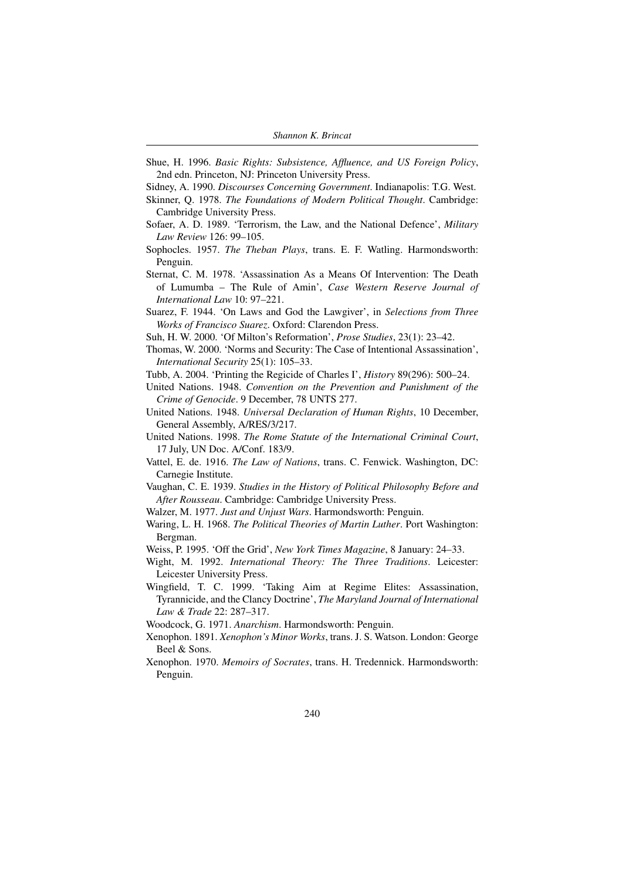Shue, H. 1996. *Basic Rights: Subsistence, Affluence, and US Foreign Policy*, 2nd edn. Princeton, NJ: Princeton University Press.

Sidney, A. 1990. *Discourses Concerning Government*. Indianapolis: T.G. West.

Skinner, Q. 1978. *The Foundations of Modern Political Thought*. Cambridge: Cambridge University Press.

Sofaer, A. D. 1989. 'Terrorism, the Law, and the National Defence', *Military Law Review* 126: 99–105.

Sophocles. 1957. *The Theban Plays*, trans. E. F. Watling. Harmondsworth: Penguin.

Sternat, C. M. 1978. 'Assassination As a Means Of Intervention: The Death of Lumumba – The Rule of Amin', *Case Western Reserve Journal of International Law* 10: 97–221.

Suarez, F. 1944. 'On Laws and God the Lawgiver', in *Selections from Three Works of Francisco Suarez*. Oxford: Clarendon Press.

Suh, H. W. 2000. 'Of Milton's Reformation', *Prose Studies*, 23(1): 23–42.

Thomas, W. 2000. 'Norms and Security: The Case of Intentional Assassination', *International Security* 25(1): 105–33.

Tubb, A. 2004. 'Printing the Regicide of Charles I', *History* 89(296): 500–24.

United Nations. 1948. *Convention on the Prevention and Punishment of the Crime of Genocide*. 9 December, 78 UNTS 277.

United Nations. 1948. *Universal Declaration of Human Rights*, 10 December, General Assembly, A/RES/3/217.

United Nations. 1998. *The Rome Statute of the International Criminal Court*, 17 July, UN Doc. A/Conf. 183/9.

Vattel, E. de. 1916. *The Law of Nations*, trans. C. Fenwick. Washington, DC: Carnegie Institute.

Vaughan, C. E. 1939. *Studies in the History of Political Philosophy Before and After Rousseau*. Cambridge: Cambridge University Press.

Walzer, M. 1977. *Just and Unjust Wars*. Harmondsworth: Penguin.

Waring, L. H. 1968. *The Political Theories of Martin Luther*. Port Washington: Bergman.

Weiss, P. 1995. 'Off the Grid', *New York Times Magazine*, 8 January: 24–33.

Wight, M. 1992. *International Theory: The Three Traditions*. Leicester: Leicester University Press.

Wingfield, T. C. 1999. 'Taking Aim at Regime Elites: Assassination, Tyrannicide, and the Clancy Doctrine', *The Maryland Journal of International Law & Trade* 22: 287–317.

Woodcock, G. 1971. *Anarchism*. Harmondsworth: Penguin.

Xenophon. 1891. *Xenophon's Minor Works*, trans. J. S. Watson. London: George Beel & Sons.

Xenophon. 1970. *Memoirs of Socrates*, trans. H. Tredennick. Harmondsworth: Penguin.